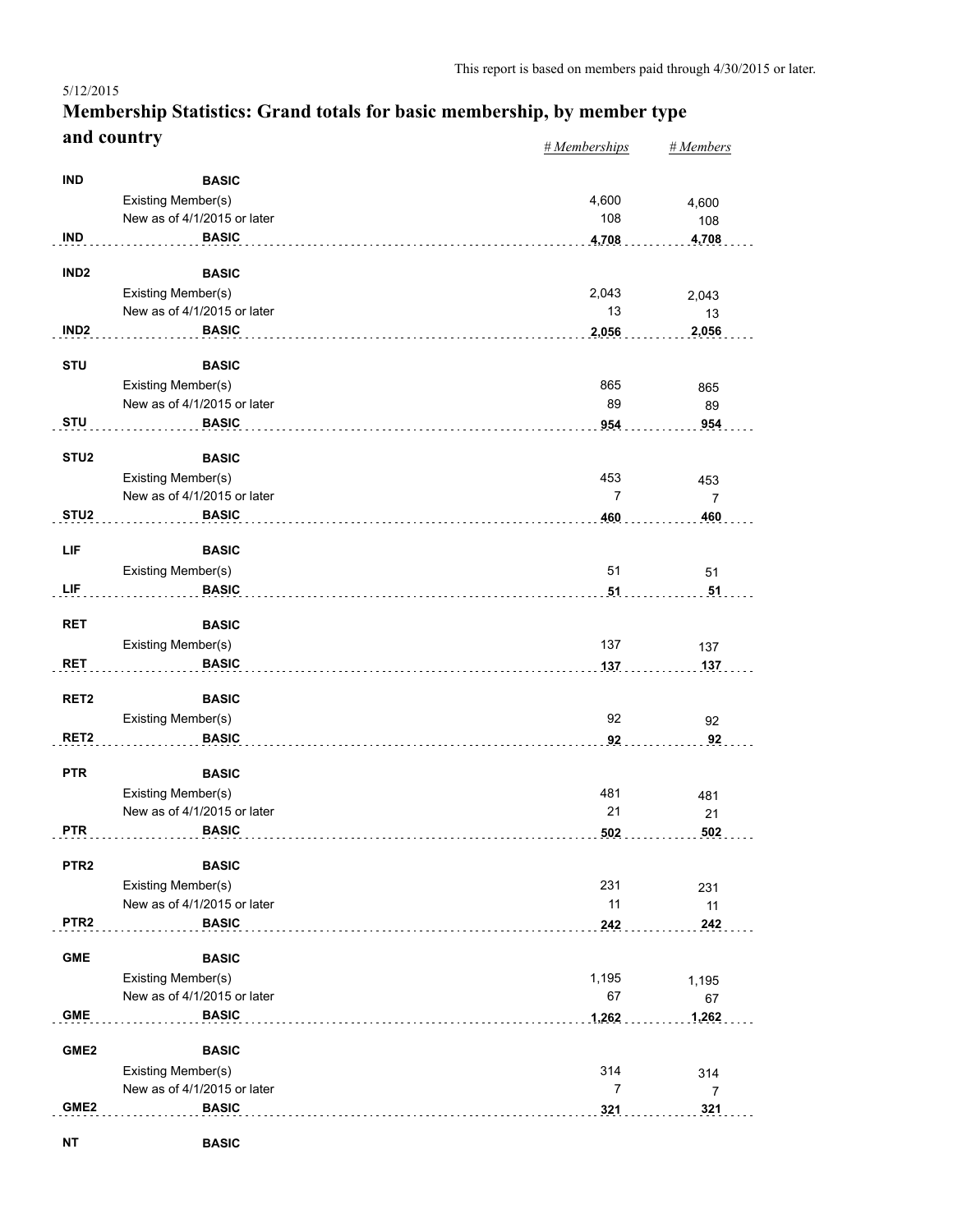This report is based on members paid through 4/30/2015 or later.

5/12/2015

# Membership Statistics: Grand totals for basic membership, by member type and country

| | | | *# Memberships* | *# Members* |
|---|---|---|---|---|
| **IND** | **BASIC** | | | |
| | Existing Member(s) | | 4,600 | 4,600 |
| | New as of 4/1/2015 or later | | 108 | 108 |
| **IND** | **BASIC** | | **4,708** | **4,708** |
| **IND2** | **BASIC** | | | |
| | Existing Member(s) | | 2,043 | 2,043 |
| | New as of 4/1/2015 or later | | 13 | 13 |
| **IND2** | **BASIC** | | **2,056** | **2,056** |
| **STU** | **BASIC** | | | |
| | Existing Member(s) | | 865 | 865 |
| | New as of 4/1/2015 or later | | 89 | 89 |
| **STU** | **BASIC** | | **954** | **954** |
| **STU2** | **BASIC** | | | |
| | Existing Member(s) | | 453 | 453 |
| | New as of 4/1/2015 or later | | 7 | 7 |
| **STU2** | **BASIC** | | **460** | **460** |
| **LIF** | **BASIC** | | | |
| | Existing Member(s) | | 51 | 51 |
| **LIF** | **BASIC** | | **51** | **51** |
| **RET** | **BASIC** | | | |
| | Existing Member(s) | | 137 | 137 |
| **RET** | **BASIC** | | **137** | **137** |
| **RET2** | **BASIC** | | | |
| | Existing Member(s) | | 92 | 92 |
| **RET2** | **BASIC** | | **92** | **92** |
| **PTR** | **BASIC** | | | |
| | Existing Member(s) | | 481 | 481 |
| | New as of 4/1/2015 or later | | 21 | 21 |
| **PTR** | **BASIC** | | **502** | **502** |
| **PTR2** | **BASIC** | | | |
| | Existing Member(s) | | 231 | 231 |
| | New as of 4/1/2015 or later | | 11 | 11 |
| **PTR2** | **BASIC** | | **242** | **242** |
| **GME** | **BASIC** | | | |
| | Existing Member(s) | | 1,195 | 1,195 |
| | New as of 4/1/2015 or later | | 67 | 67 |
| **GME** | **BASIC** | | **1,262** | **1,262** |
| **GME2** | **BASIC** | | | |
| | Existing Member(s) | | 314 | 314 |
| | New as of 4/1/2015 or later | | 7 | 7 |
| **GME2** | **BASIC** | | **321** | **321** |
| **NT** | **BASIC** | | | |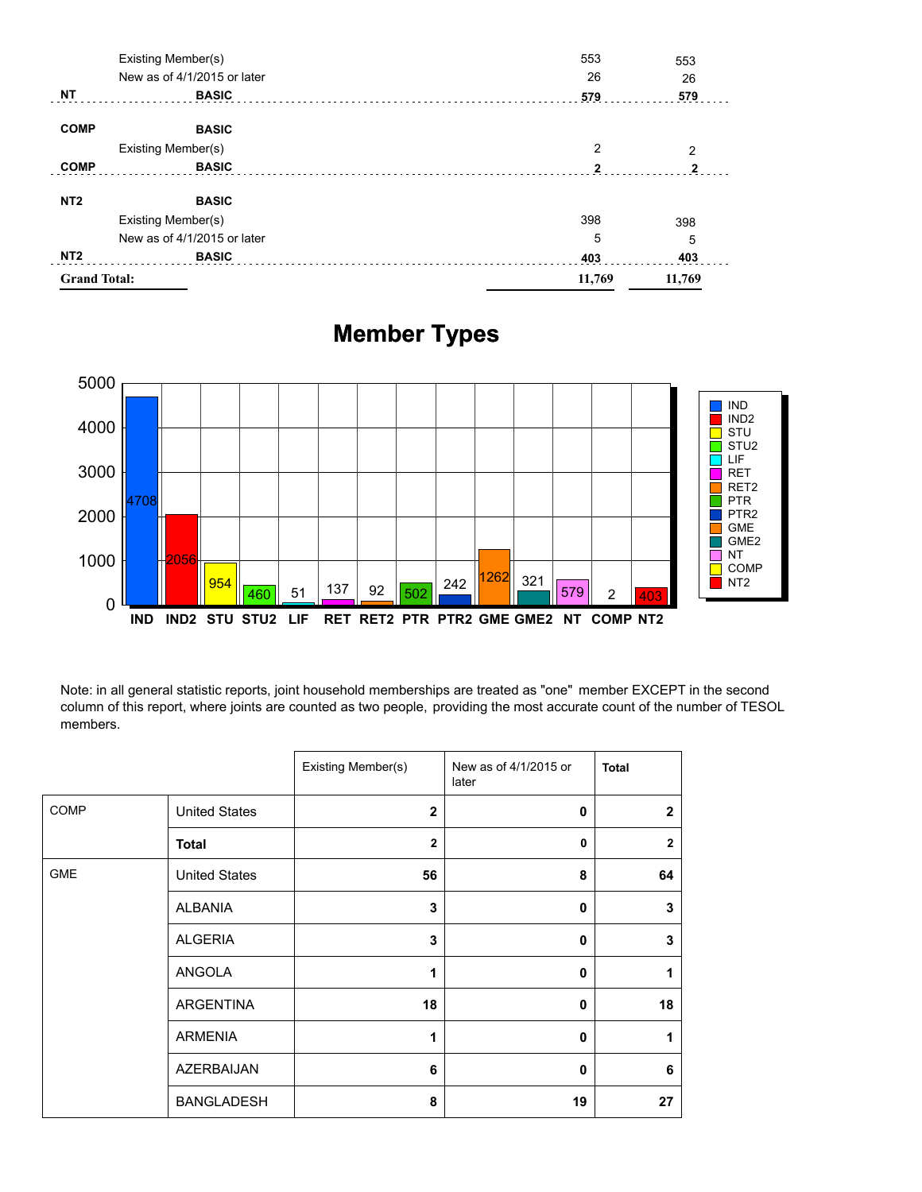| | | | |
|---|---|---|---|
| | Existing Member(s) | 553 | 553 |
| | New as of 4/1/2015 or later | 26 | 26 |
| **NT** | **BASIC** | **579** | **579** |
| **COMP** | **BASIC** | | |
| | Existing Member(s) | 2 | 2 |
| **COMP** | **BASIC** | **2** | **2** |
| **NT2** | **BASIC** | | |
| | Existing Member(s) | 398 | 398 |
| | New as of 4/1/2015 or later | 5 | 5 |
| **NT2** | **BASIC** | **403** | **403** |
| **Grand Total:** | | **11,769** | **11,769** |

## Member Types

| Member Type | Count |
|---|---|
| IND | 4708 |
| IND2 | 2056 |
| STU | 954 |
| STU2 | 460 |
| LIF | 51 |
| RET | 137 |
| RET2 | 92 |
| PTR | 502 |
| PTR2 | 242 |
| GME | 1262 |
| GME2 | 321 |
| NT | 579 |
| COMP | 2 |
| NT2 | 403 |

Note: in all general statistic reports, joint household memberships are treated as "one" member EXCEPT in the second column of this report, where joints are counted as two people, providing the most accurate count of the number of TESOL members.

| | | Existing Member(s) | New as of 4/1/2015 or later | **Total** |
|---|---|---|---|---|
| COMP | United States | **2** | **0** | **2** |
| | **Total** | **2** | **0** | **2** |
| GME | United States | **56** | **8** | **64** |
| | ALBANIA | **3** | **0** | **3** |
| | ALGERIA | **3** | **0** | **3** |
| | ANGOLA | **1** | **0** | **1** |
| | ARGENTINA | **18** | **0** | **18** |
| | ARMENIA | **1** | **0** | **1** |
| | AZERBAIJAN | **6** | **0** | **6** |
| | BANGLADESH | **8** | **19** | **27** |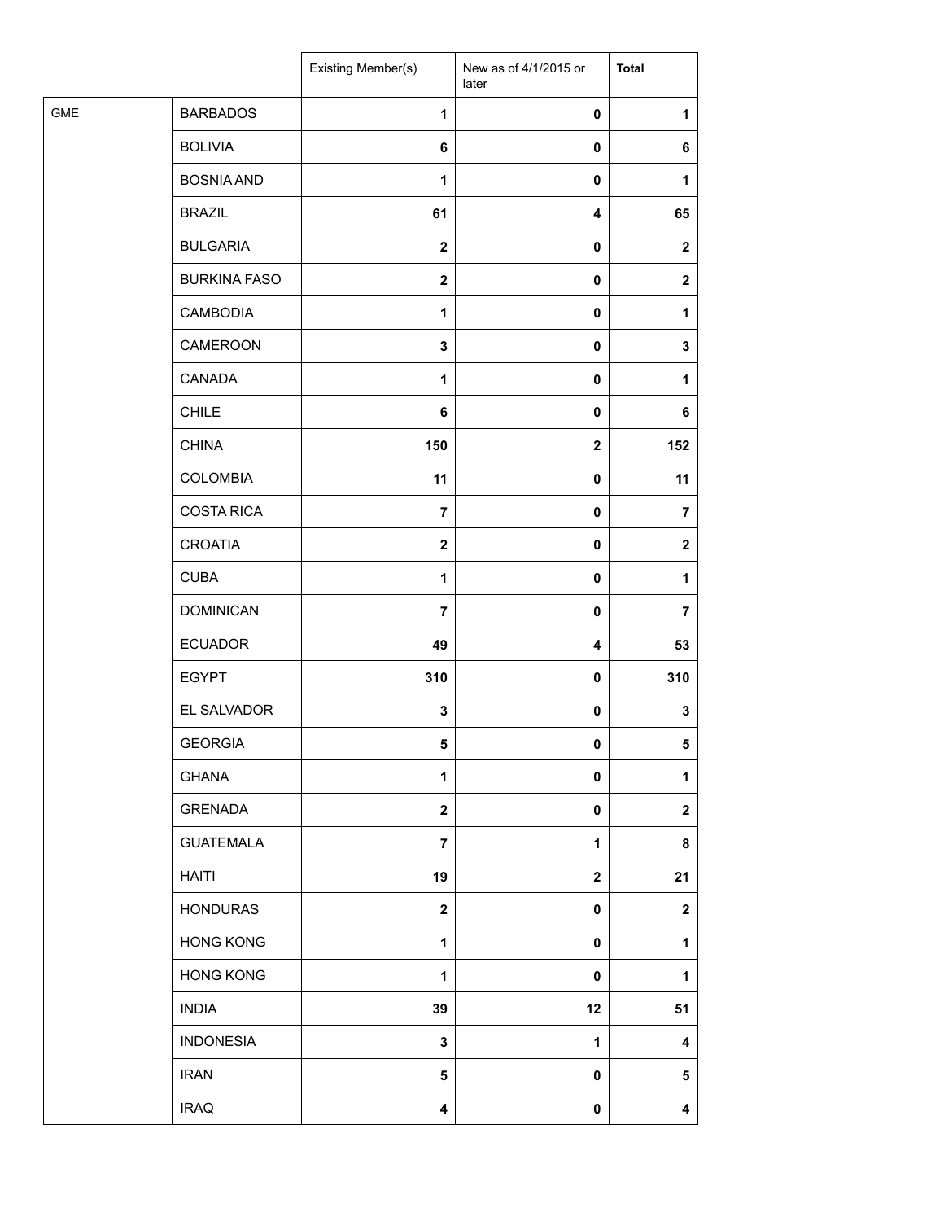| | | Existing Member(s) | New as of 4/1/2015 or later | Total |
|---|---|---|---|---|
| GME | BARBADOS | 1 | 0 | 1 |
| | BOLIVIA | 6 | 0 | 6 |
| | BOSNIA AND | 1 | 0 | 1 |
| | BRAZIL | 61 | 4 | 65 |
| | BULGARIA | 2 | 0 | 2 |
| | BURKINA FASO | 2 | 0 | 2 |
| | CAMBODIA | 1 | 0 | 1 |
| | CAMEROON | 3 | 0 | 3 |
| | CANADA | 1 | 0 | 1 |
| | CHILE | 6 | 0 | 6 |
| | CHINA | 150 | 2 | 152 |
| | COLOMBIA | 11 | 0 | 11 |
| | COSTA RICA | 7 | 0 | 7 |
| | CROATIA | 2 | 0 | 2 |
| | CUBA | 1 | 0 | 1 |
| | DOMINICAN | 7 | 0 | 7 |
| | ECUADOR | 49 | 4 | 53 |
| | EGYPT | 310 | 0 | 310 |
| | EL SALVADOR | 3 | 0 | 3 |
| | GEORGIA | 5 | 0 | 5 |
| | GHANA | 1 | 0 | 1 |
| | GRENADA | 2 | 0 | 2 |
| | GUATEMALA | 7 | 1 | 8 |
| | HAITI | 19 | 2 | 21 |
| | HONDURAS | 2 | 0 | 2 |
| | HONG KONG | 1 | 0 | 1 |
| | HONG KONG | 1 | 0 | 1 |
| | INDIA | 39 | 12 | 51 |
| | INDONESIA | 3 | 1 | 4 |
| | IRAN | 5 | 0 | 5 |
| | IRAQ | 4 | 0 | 4 |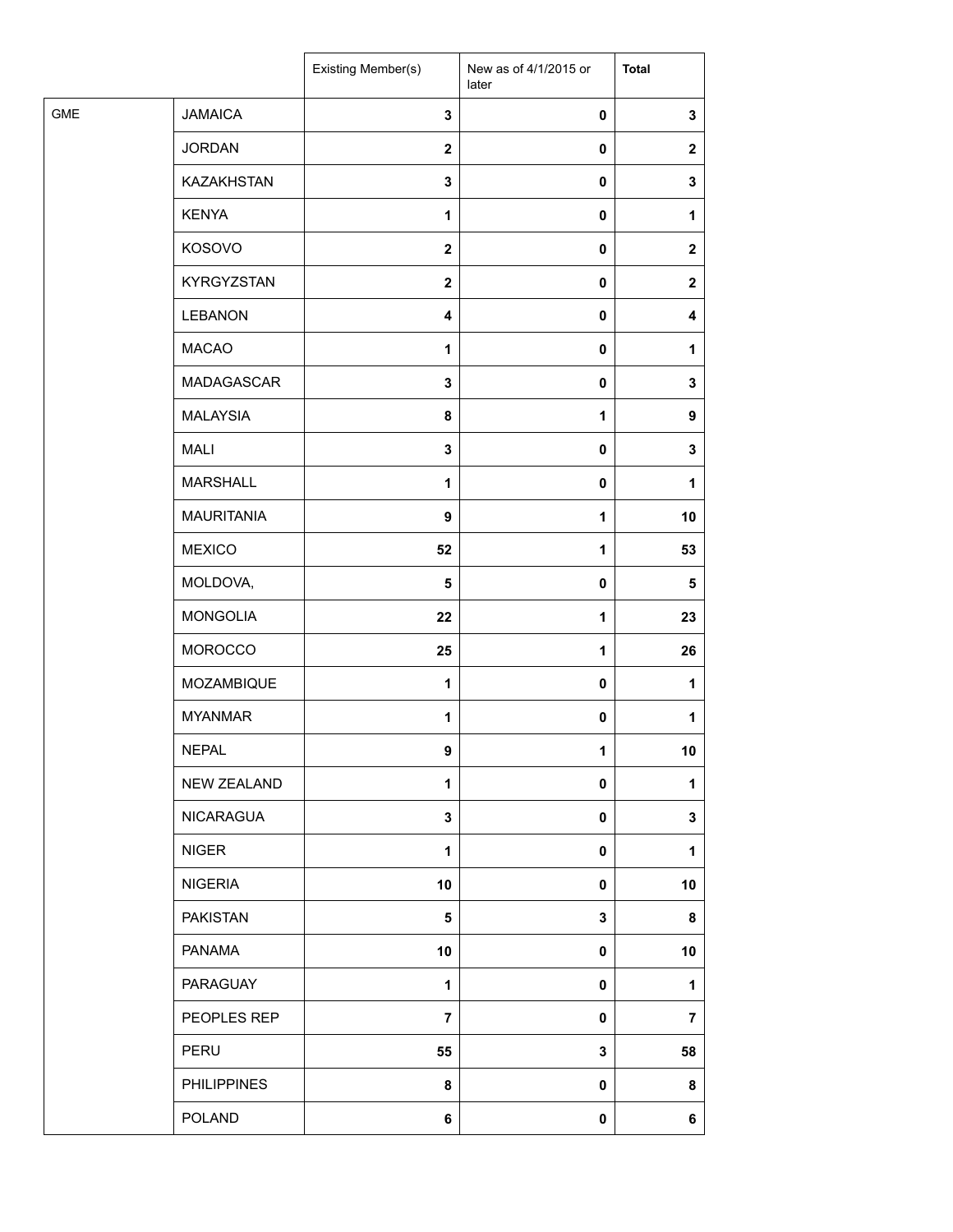| | | Existing Member(s) | New as of 4/1/2015 or later | **Total** |
|---|---|---|---|---|
| GME | JAMAICA | **3** | **0** | **3** |
| | JORDAN | **2** | **0** | **2** |
| | KAZAKHSTAN | **3** | **0** | **3** |
| | KENYA | **1** | **0** | **1** |
| | KOSOVO | **2** | **0** | **2** |
| | KYRGYZSTAN | **2** | **0** | **2** |
| | LEBANON | **4** | **0** | **4** |
| | MACAO | **1** | **0** | **1** |
| | MADAGASCAR | **3** | **0** | **3** |
| | MALAYSIA | **8** | **1** | **9** |
| | MALI | **3** | **0** | **3** |
| | MARSHALL | **1** | **0** | **1** |
| | MAURITANIA | **9** | **1** | **10** |
| | MEXICO | **52** | **1** | **53** |
| | MOLDOVA, | **5** | **0** | **5** |
| | MONGOLIA | **22** | **1** | **23** |
| | MOROCCO | **25** | **1** | **26** |
| | MOZAMBIQUE | **1** | **0** | **1** |
| | MYANMAR | **1** | **0** | **1** |
| | NEPAL | **9** | **1** | **10** |
| | NEW ZEALAND | **1** | **0** | **1** |
| | NICARAGUA | **3** | **0** | **3** |
| | NIGER | **1** | **0** | **1** |
| | NIGERIA | **10** | **0** | **10** |
| | PAKISTAN | **5** | **3** | **8** |
| | PANAMA | **10** | **0** | **10** |
| | PARAGUAY | **1** | **0** | **1** |
| | PEOPLES REP | **7** | **0** | **7** |
| | PERU | **55** | **3** | **58** |
| | PHILIPPINES | **8** | **0** | **8** |
| | POLAND | **6** | **0** | **6** |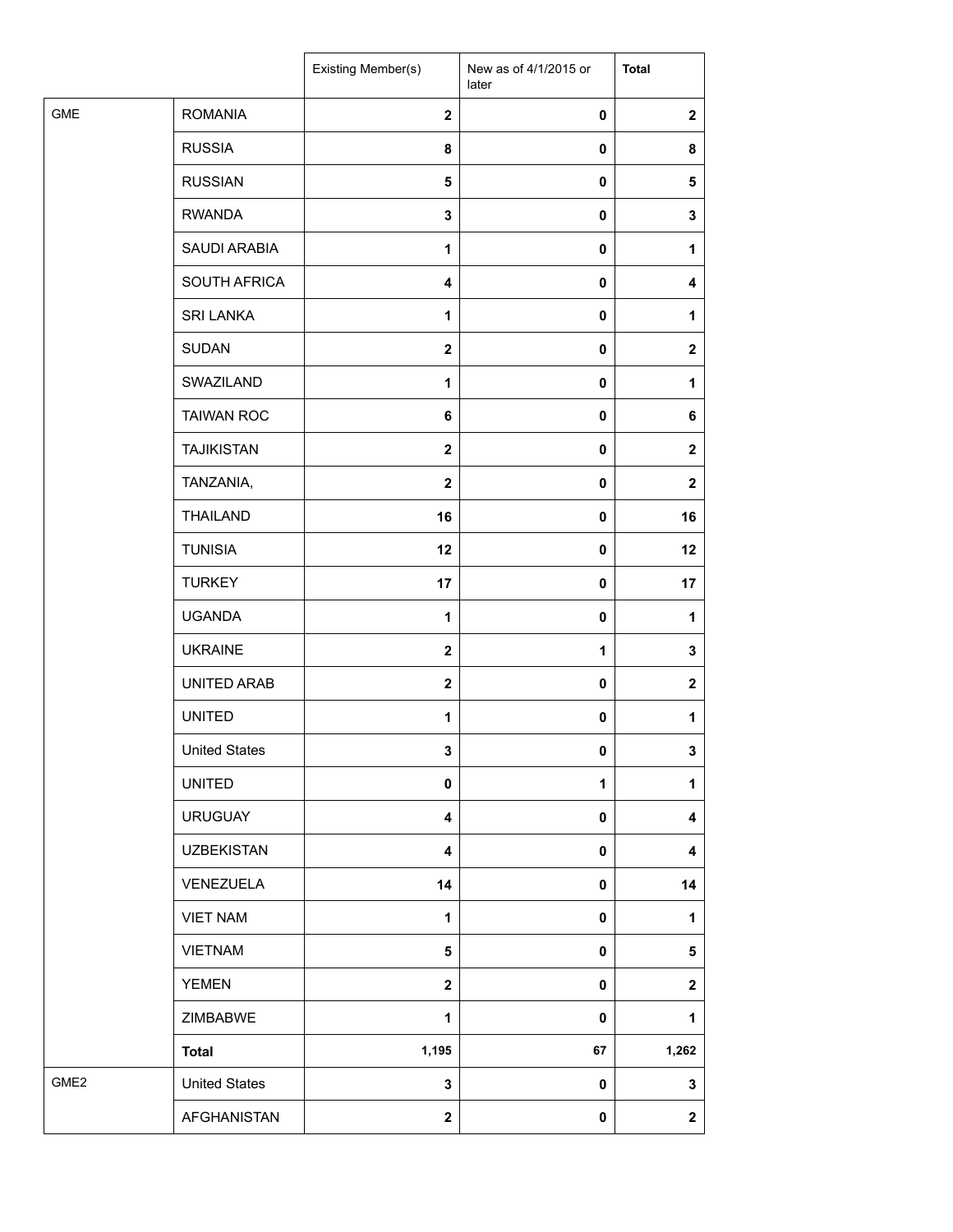| | | Existing Member(s) | New as of 4/1/2015 or later | Total |
|---|---|---|---|---|
| GME | ROMANIA | 2 | 0 | 2 |
| | RUSSIA | 8 | 0 | 8 |
| | RUSSIAN | 5 | 0 | 5 |
| | RWANDA | 3 | 0 | 3 |
| | SAUDI ARABIA | 1 | 0 | 1 |
| | SOUTH AFRICA | 4 | 0 | 4 |
| | SRI LANKA | 1 | 0 | 1 |
| | SUDAN | 2 | 0 | 2 |
| | SWAZILAND | 1 | 0 | 1 |
| | TAIWAN ROC | 6 | 0 | 6 |
| | TAJIKISTAN | 2 | 0 | 2 |
| | TANZANIA, | 2 | 0 | 2 |
| | THAILAND | 16 | 0 | 16 |
| | TUNISIA | 12 | 0 | 12 |
| | TURKEY | 17 | 0 | 17 |
| | UGANDA | 1 | 0 | 1 |
| | UKRAINE | 2 | 1 | 3 |
| | UNITED ARAB | 2 | 0 | 2 |
| | UNITED | 1 | 0 | 1 |
| | United States | 3 | 0 | 3 |
| | UNITED | 0 | 1 | 1 |
| | URUGUAY | 4 | 0 | 4 |
| | UZBEKISTAN | 4 | 0 | 4 |
| | VENEZUELA | 14 | 0 | 14 |
| | VIET NAM | 1 | 0 | 1 |
| | VIETNAM | 5 | 0 | 5 |
| | YEMEN | 2 | 0 | 2 |
| | ZIMBABWE | 1 | 0 | 1 |
| | **Total** | 1,195 | 67 | 1,262 |
| GME2 | United States | 3 | 0 | 3 |
| | AFGHANISTAN | 2 | 0 | 2 |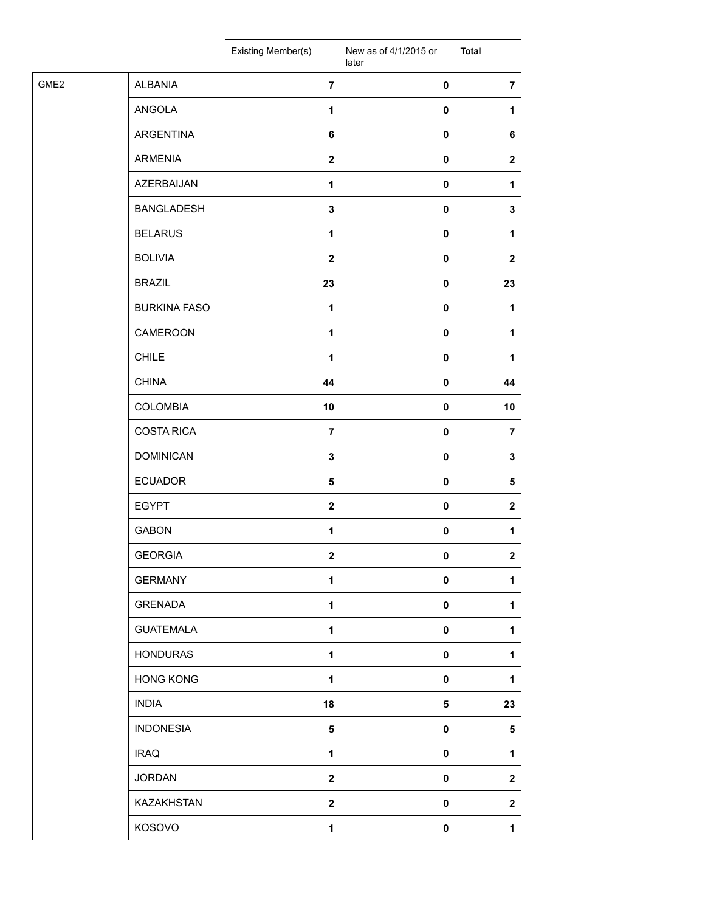| | | Existing Member(s) | New as of 4/1/2015 or later | **Total** |
|---|---|---|---|---|
| GME2 | ALBANIA | **7** | **0** | **7** |
| | ANGOLA | **1** | **0** | **1** |
| | ARGENTINA | **6** | **0** | **6** |
| | ARMENIA | **2** | **0** | **2** |
| | AZERBAIJAN | **1** | **0** | **1** |
| | BANGLADESH | **3** | **0** | **3** |
| | BELARUS | **1** | **0** | **1** |
| | BOLIVIA | **2** | **0** | **2** |
| | BRAZIL | **23** | **0** | **23** |
| | BURKINA FASO | **1** | **0** | **1** |
| | CAMEROON | **1** | **0** | **1** |
| | CHILE | **1** | **0** | **1** |
| | CHINA | **44** | **0** | **44** |
| | COLOMBIA | **10** | **0** | **10** |
| | COSTA RICA | **7** | **0** | **7** |
| | DOMINICAN | **3** | **0** | **3** |
| | ECUADOR | **5** | **0** | **5** |
| | EGYPT | **2** | **0** | **2** |
| | GABON | **1** | **0** | **1** |
| | GEORGIA | **2** | **0** | **2** |
| | GERMANY | **1** | **0** | **1** |
| | GRENADA | **1** | **0** | **1** |
| | GUATEMALA | **1** | **0** | **1** |
| | HONDURAS | **1** | **0** | **1** |
| | HONG KONG | **1** | **0** | **1** |
| | INDIA | **18** | **5** | **23** |
| | INDONESIA | **5** | **0** | **5** |
| | IRAQ | **1** | **0** | **1** |
| | JORDAN | **2** | **0** | **2** |
| | KAZAKHSTAN | **2** | **0** | **2** |
| | KOSOVO | **1** | **0** | **1** |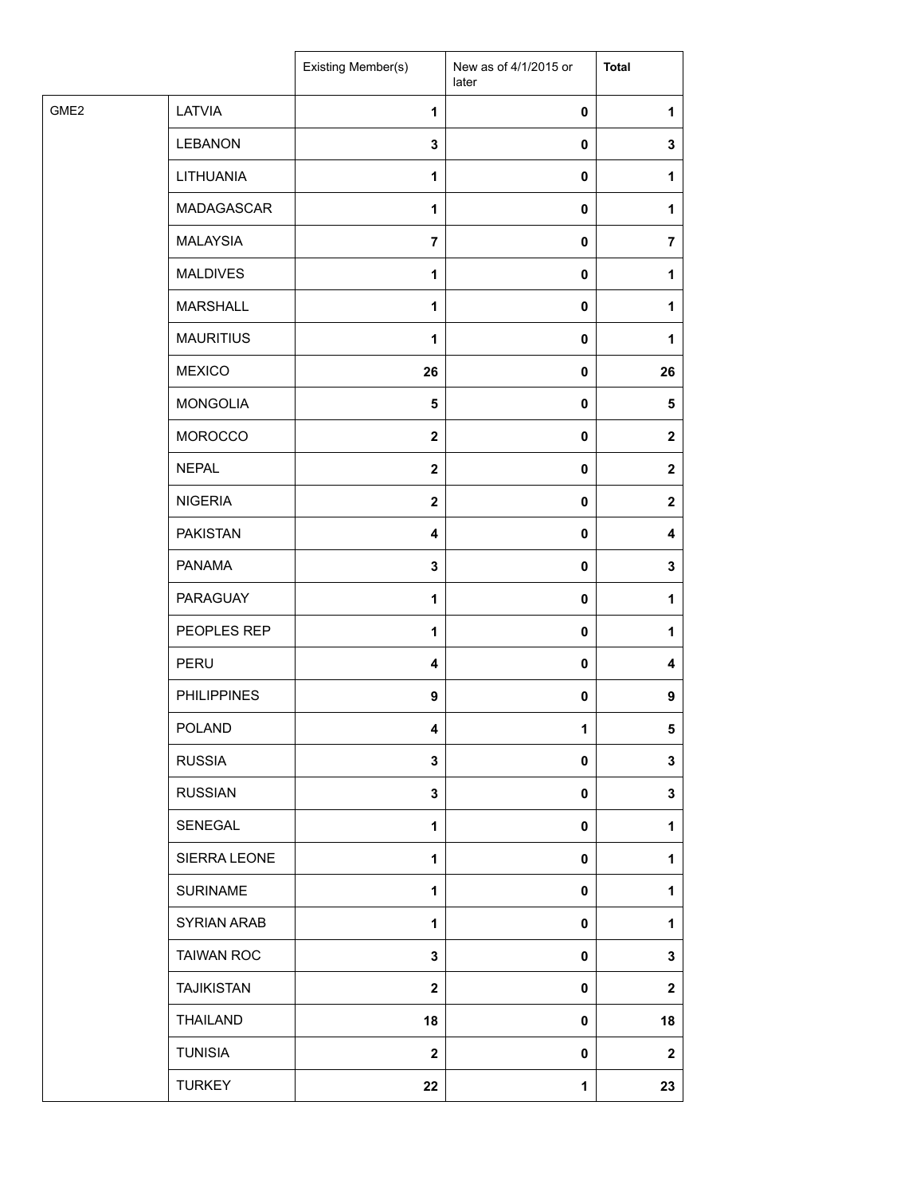| | | Existing Member(s) | New as of 4/1/2015 or later | **Total** |
|---|---|---|---|---|
| GME2 | LATVIA | **1** | **0** | **1** |
| | LEBANON | **3** | **0** | **3** |
| | LITHUANIA | **1** | **0** | **1** |
| | MADAGASCAR | **1** | **0** | **1** |
| | MALAYSIA | **7** | **0** | **7** |
| | MALDIVES | **1** | **0** | **1** |
| | MARSHALL | **1** | **0** | **1** |
| | MAURITIUS | **1** | **0** | **1** |
| | MEXICO | **26** | **0** | **26** |
| | MONGOLIA | **5** | **0** | **5** |
| | MOROCCO | **2** | **0** | **2** |
| | NEPAL | **2** | **0** | **2** |
| | NIGERIA | **2** | **0** | **2** |
| | PAKISTAN | **4** | **0** | **4** |
| | PANAMA | **3** | **0** | **3** |
| | PARAGUAY | **1** | **0** | **1** |
| | PEOPLES REP | **1** | **0** | **1** |
| | PERU | **4** | **0** | **4** |
| | PHILIPPINES | **9** | **0** | **9** |
| | POLAND | **4** | **1** | **5** |
| | RUSSIA | **3** | **0** | **3** |
| | RUSSIAN | **3** | **0** | **3** |
| | SENEGAL | **1** | **0** | **1** |
| | SIERRA LEONE | **1** | **0** | **1** |
| | SURINAME | **1** | **0** | **1** |
| | SYRIAN ARAB | **1** | **0** | **1** |
| | TAIWAN ROC | **3** | **0** | **3** |
| | TAJIKISTAN | **2** | **0** | **2** |
| | THAILAND | **18** | **0** | **18** |
| | TUNISIA | **2** | **0** | **2** |
| | TURKEY | **22** | **1** | **23** |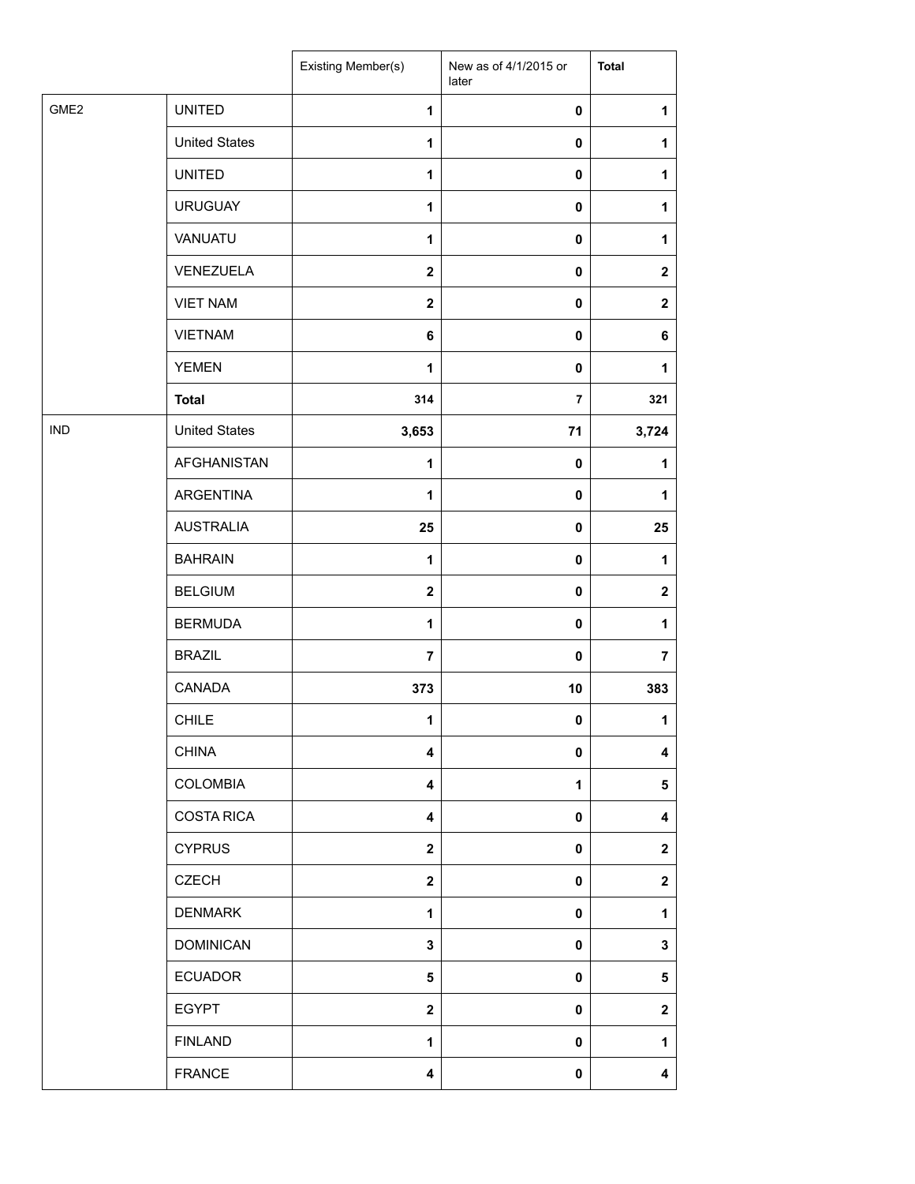| | | Existing Member(s) | New as of 4/1/2015 or later | Total |
|---|---|---|---|---|
| GME2 | UNITED | 1 | 0 | 1 |
| | United States | 1 | 0 | 1 |
| | UNITED | 1 | 0 | 1 |
| | URUGUAY | 1 | 0 | 1 |
| | VANUATU | 1 | 0 | 1 |
| | VENEZUELA | 2 | 0 | 2 |
| | VIET NAM | 2 | 0 | 2 |
| | VIETNAM | 6 | 0 | 6 |
| | YEMEN | 1 | 0 | 1 |
| | **Total** | 314 | 7 | 321 |
| IND | United States | 3,653 | 71 | 3,724 |
| | AFGHANISTAN | 1 | 0 | 1 |
| | ARGENTINA | 1 | 0 | 1 |
| | AUSTRALIA | 25 | 0 | 25 |
| | BAHRAIN | 1 | 0 | 1 |
| | BELGIUM | 2 | 0 | 2 |
| | BERMUDA | 1 | 0 | 1 |
| | BRAZIL | 7 | 0 | 7 |
| | CANADA | 373 | 10 | 383 |
| | CHILE | 1 | 0 | 1 |
| | CHINA | 4 | 0 | 4 |
| | COLOMBIA | 4 | 1 | 5 |
| | COSTA RICA | 4 | 0 | 4 |
| | CYPRUS | 2 | 0 | 2 |
| | CZECH | 2 | 0 | 2 |
| | DENMARK | 1 | 0 | 1 |
| | DOMINICAN | 3 | 0 | 3 |
| | ECUADOR | 5 | 0 | 5 |
| | EGYPT | 2 | 0 | 2 |
| | FINLAND | 1 | 0 | 1 |
| | FRANCE | 4 | 0 | 4 |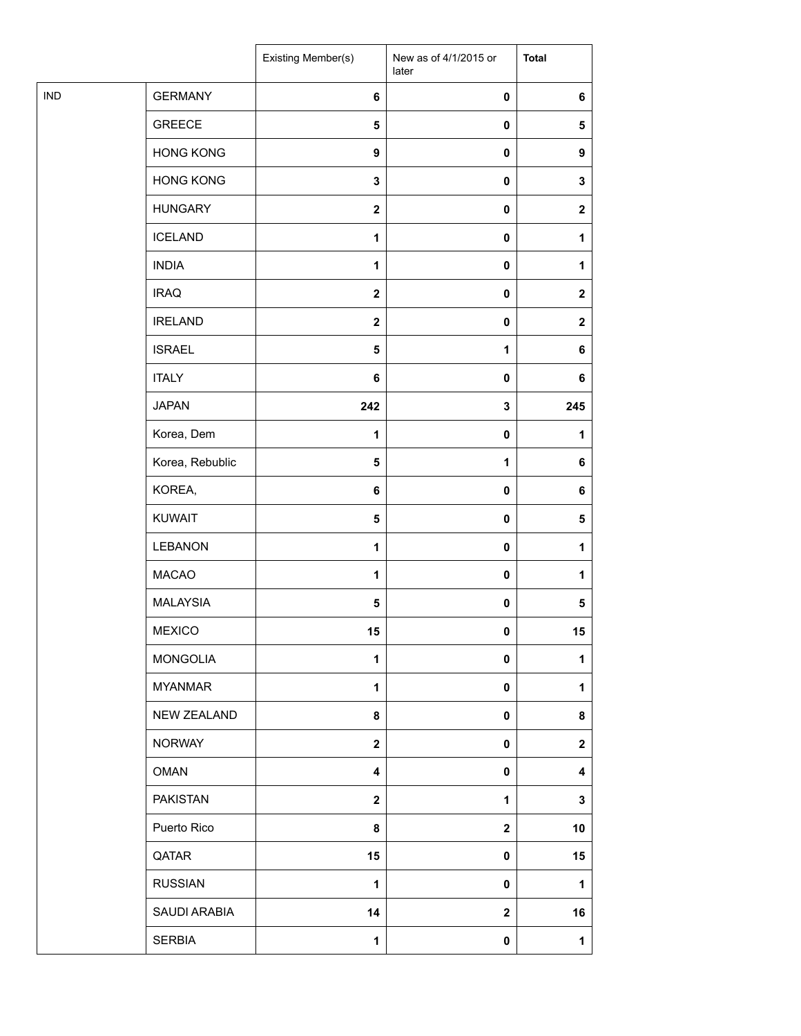| | | Existing Member(s) | New as of 4/1/2015 or later | Total |
|---|---|---|---|---|
| IND | GERMANY | 6 | 0 | 6 |
| | GREECE | 5 | 0 | 5 |
| | HONG KONG | 9 | 0 | 9 |
| | HONG KONG | 3 | 0 | 3 |
| | HUNGARY | 2 | 0 | 2 |
| | ICELAND | 1 | 0 | 1 |
| | INDIA | 1 | 0 | 1 |
| | IRAQ | 2 | 0 | 2 |
| | IRELAND | 2 | 0 | 2 |
| | ISRAEL | 5 | 1 | 6 |
| | ITALY | 6 | 0 | 6 |
| | JAPAN | 242 | 3 | 245 |
| | Korea, Dem | 1 | 0 | 1 |
| | Korea, Rebublic | 5 | 1 | 6 |
| | KOREA, | 6 | 0 | 6 |
| | KUWAIT | 5 | 0 | 5 |
| | LEBANON | 1 | 0 | 1 |
| | MACAO | 1 | 0 | 1 |
| | MALAYSIA | 5 | 0 | 5 |
| | MEXICO | 15 | 0 | 15 |
| | MONGOLIA | 1 | 0 | 1 |
| | MYANMAR | 1 | 0 | 1 |
| | NEW ZEALAND | 8 | 0 | 8 |
| | NORWAY | 2 | 0 | 2 |
| | OMAN | 4 | 0 | 4 |
| | PAKISTAN | 2 | 1 | 3 |
| | Puerto Rico | 8 | 2 | 10 |
| | QATAR | 15 | 0 | 15 |
| | RUSSIAN | 1 | 0 | 1 |
| | SAUDI ARABIA | 14 | 2 | 16 |
| | SERBIA | 1 | 0 | 1 |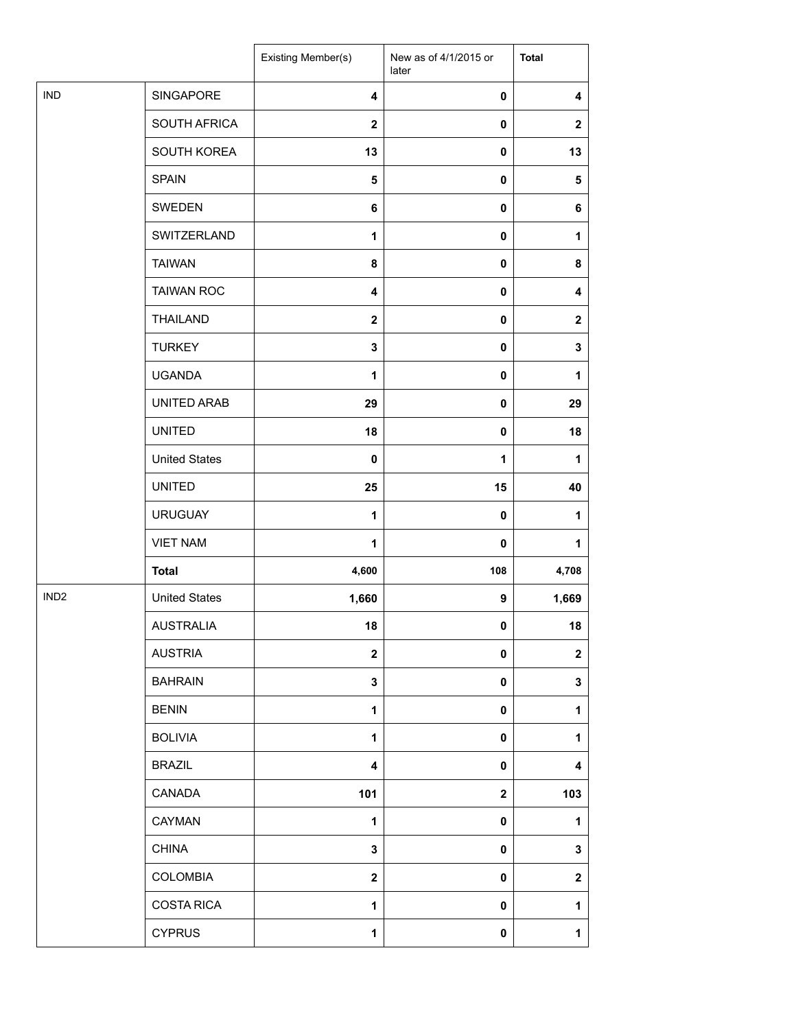| | | Existing Member(s) | New as of 4/1/2015 or later | **Total** |
|---|---|---|---|---|
| IND | SINGAPORE | **4** | **0** | **4** |
| | SOUTH AFRICA | **2** | **0** | **2** |
| | SOUTH KOREA | **13** | **0** | **13** |
| | SPAIN | **5** | **0** | **5** |
| | SWEDEN | **6** | **0** | **6** |
| | SWITZERLAND | **1** | **0** | **1** |
| | TAIWAN | **8** | **0** | **8** |
| | TAIWAN ROC | **4** | **0** | **4** |
| | THAILAND | **2** | **0** | **2** |
| | TURKEY | **3** | **0** | **3** |
| | UGANDA | **1** | **0** | **1** |
| | UNITED ARAB | **29** | **0** | **29** |
| | UNITED | **18** | **0** | **18** |
| | United States | **0** | **1** | **1** |
| | UNITED | **25** | **15** | **40** |
| | URUGUAY | **1** | **0** | **1** |
| | VIET NAM | **1** | **0** | **1** |
| | **Total** | **4,600** | **108** | **4,708** |
| IND2 | United States | **1,660** | **9** | **1,669** |
| | AUSTRALIA | **18** | **0** | **18** |
| | AUSTRIA | **2** | **0** | **2** |
| | BAHRAIN | **3** | **0** | **3** |
| | BENIN | **1** | **0** | **1** |
| | BOLIVIA | **1** | **0** | **1** |
| | BRAZIL | **4** | **0** | **4** |
| | CANADA | **101** | **2** | **103** |
| | CAYMAN | **1** | **0** | **1** |
| | CHINA | **3** | **0** | **3** |
| | COLOMBIA | **2** | **0** | **2** |
| | COSTA RICA | **1** | **0** | **1** |
| | CYPRUS | **1** | **0** | **1** |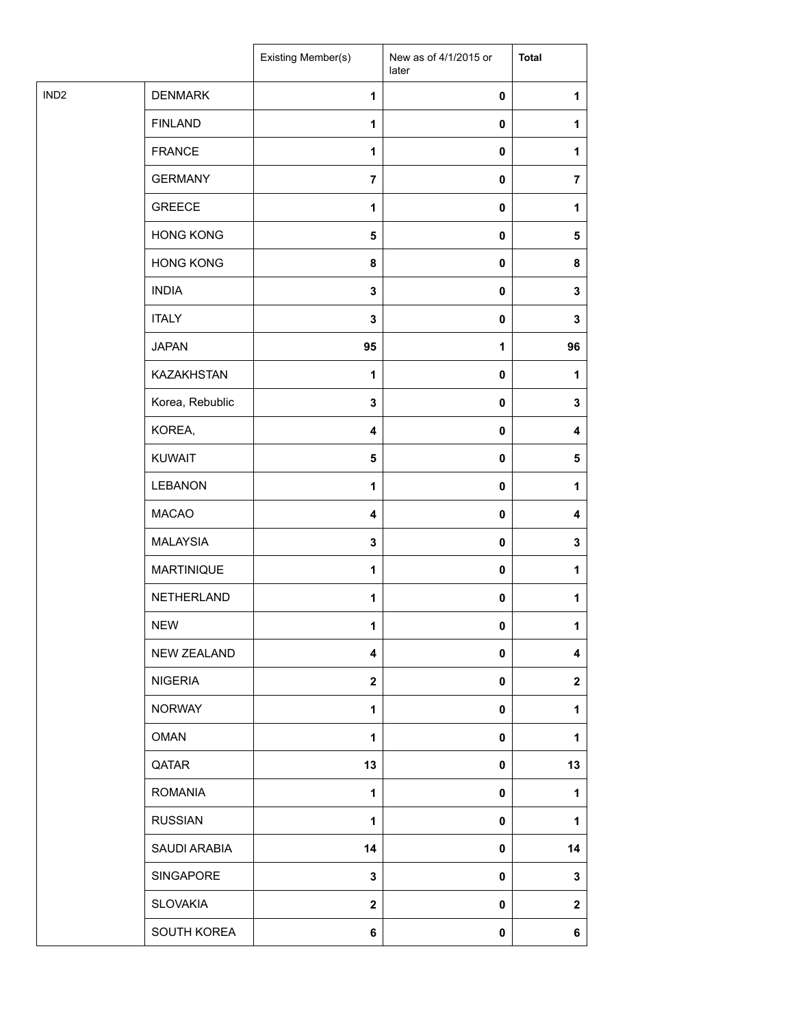| | | Existing Member(s) | New as of 4/1/2015 or later | **Total** |
|---|---|---|---|---|
| IND2 | DENMARK | **1** | **0** | **1** |
| | FINLAND | **1** | **0** | **1** |
| | FRANCE | **1** | **0** | **1** |
| | GERMANY | **7** | **0** | **7** |
| | GREECE | **1** | **0** | **1** |
| | HONG KONG | **5** | **0** | **5** |
| | HONG KONG | **8** | **0** | **8** |
| | INDIA | **3** | **0** | **3** |
| | ITALY | **3** | **0** | **3** |
| | JAPAN | **95** | **1** | **96** |
| | KAZAKHSTAN | **1** | **0** | **1** |
| | Korea, Rebublic | **3** | **0** | **3** |
| | KOREA, | **4** | **0** | **4** |
| | KUWAIT | **5** | **0** | **5** |
| | LEBANON | **1** | **0** | **1** |
| | MACAO | **4** | **0** | **4** |
| | MALAYSIA | **3** | **0** | **3** |
| | MARTINIQUE | **1** | **0** | **1** |
| | NETHERLAND | **1** | **0** | **1** |
| | NEW | **1** | **0** | **1** |
| | NEW ZEALAND | **4** | **0** | **4** |
| | NIGERIA | **2** | **0** | **2** |
| | NORWAY | **1** | **0** | **1** |
| | OMAN | **1** | **0** | **1** |
| | QATAR | **13** | **0** | **13** |
| | ROMANIA | **1** | **0** | **1** |
| | RUSSIAN | **1** | **0** | **1** |
| | SAUDI ARABIA | **14** | **0** | **14** |
| | SINGAPORE | **3** | **0** | **3** |
| | SLOVAKIA | **2** | **0** | **2** |
| | SOUTH KOREA | **6** | **0** | **6** |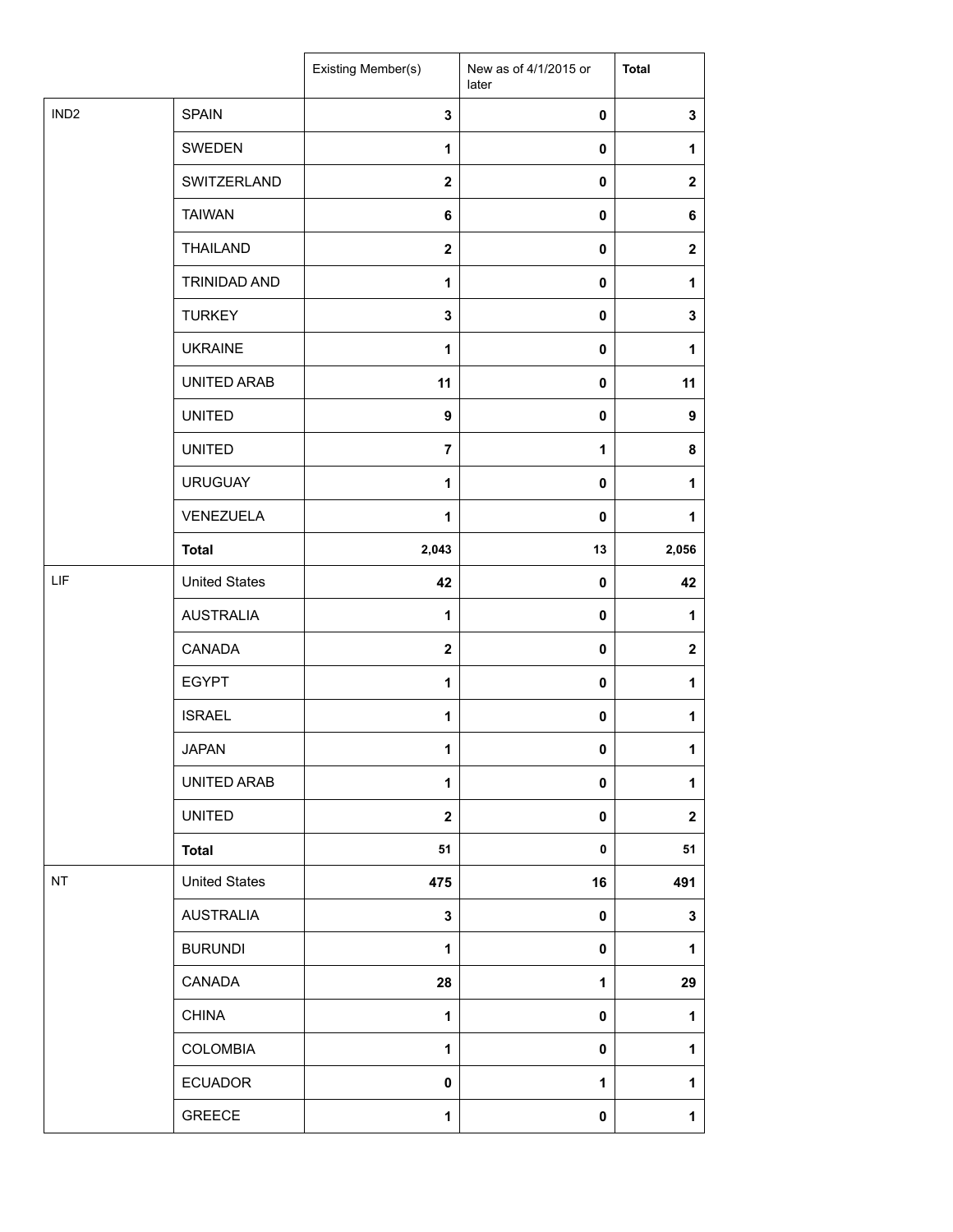| | | Existing Member(s) | New as of 4/1/2015 or later | Total |
|---|---|---|---|---|
| IND2 | SPAIN | 3 | 0 | 3 |
| | SWEDEN | 1 | 0 | 1 |
| | SWITZERLAND | 2 | 0 | 2 |
| | TAIWAN | 6 | 0 | 6 |
| | THAILAND | 2 | 0 | 2 |
| | TRINIDAD AND | 1 | 0 | 1 |
| | TURKEY | 3 | 0 | 3 |
| | UKRAINE | 1 | 0 | 1 |
| | UNITED ARAB | 11 | 0 | 11 |
| | UNITED | 9 | 0 | 9 |
| | UNITED | 7 | 1 | 8 |
| | URUGUAY | 1 | 0 | 1 |
| | VENEZUELA | 1 | 0 | 1 |
| | **Total** | 2,043 | 13 | 2,056 |
| LIF | United States | 42 | 0 | 42 |
| | AUSTRALIA | 1 | 0 | 1 |
| | CANADA | 2 | 0 | 2 |
| | EGYPT | 1 | 0 | 1 |
| | ISRAEL | 1 | 0 | 1 |
| | JAPAN | 1 | 0 | 1 |
| | UNITED ARAB | 1 | 0 | 1 |
| | UNITED | 2 | 0 | 2 |
| | **Total** | 51 | 0 | 51 |
| NT | United States | 475 | 16 | 491 |
| | AUSTRALIA | 3 | 0 | 3 |
| | BURUNDI | 1 | 0 | 1 |
| | CANADA | 28 | 1 | 29 |
| | CHINA | 1 | 0 | 1 |
| | COLOMBIA | 1 | 0 | 1 |
| | ECUADOR | 0 | 1 | 1 |
| | GREECE | 1 | 0 | 1 |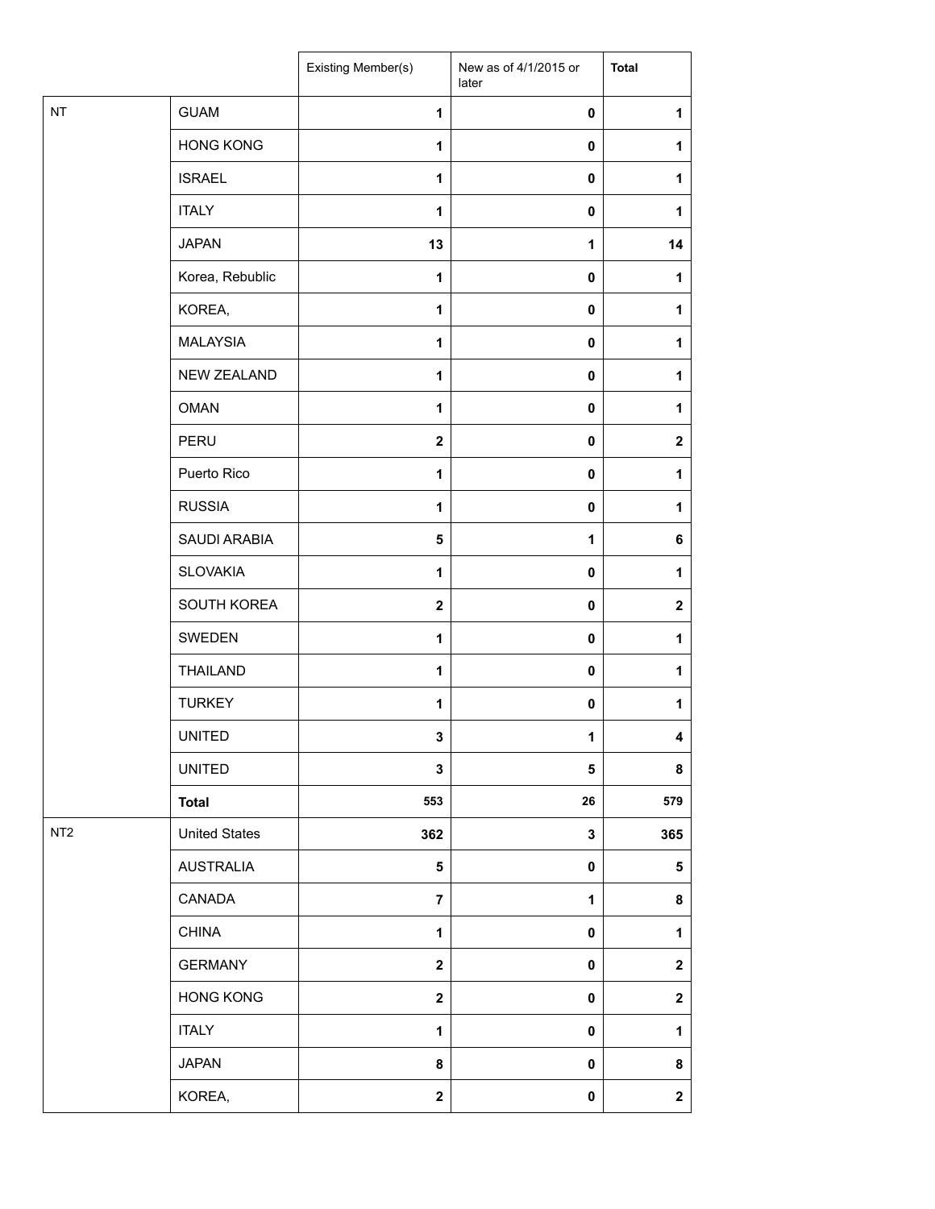| | | Existing Member(s) | New as of 4/1/2015 or later | Total |
|---|---|---|---|---|
| NT | GUAM | 1 | 0 | 1 |
| | HONG KONG | 1 | 0 | 1 |
| | ISRAEL | 1 | 0 | 1 |
| | ITALY | 1 | 0 | 1 |
| | JAPAN | 13 | 1 | 14 |
| | Korea, Rebublic | 1 | 0 | 1 |
| | KOREA, | 1 | 0 | 1 |
| | MALAYSIA | 1 | 0 | 1 |
| | NEW ZEALAND | 1 | 0 | 1 |
| | OMAN | 1 | 0 | 1 |
| | PERU | 2 | 0 | 2 |
| | Puerto Rico | 1 | 0 | 1 |
| | RUSSIA | 1 | 0 | 1 |
| | SAUDI ARABIA | 5 | 1 | 6 |
| | SLOVAKIA | 1 | 0 | 1 |
| | SOUTH KOREA | 2 | 0 | 2 |
| | SWEDEN | 1 | 0 | 1 |
| | THAILAND | 1 | 0 | 1 |
| | TURKEY | 1 | 0 | 1 |
| | UNITED | 3 | 1 | 4 |
| | UNITED | 3 | 5 | 8 |
| | **Total** | 553 | 26 | 579 |
| NT2 | United States | 362 | 3 | 365 |
| | AUSTRALIA | 5 | 0 | 5 |
| | CANADA | 7 | 1 | 8 |
| | CHINA | 1 | 0 | 1 |
| | GERMANY | 2 | 0 | 2 |
| | HONG KONG | 2 | 0 | 2 |
| | ITALY | 1 | 0 | 1 |
| | JAPAN | 8 | 0 | 8 |
| | KOREA, | 2 | 0 | 2 |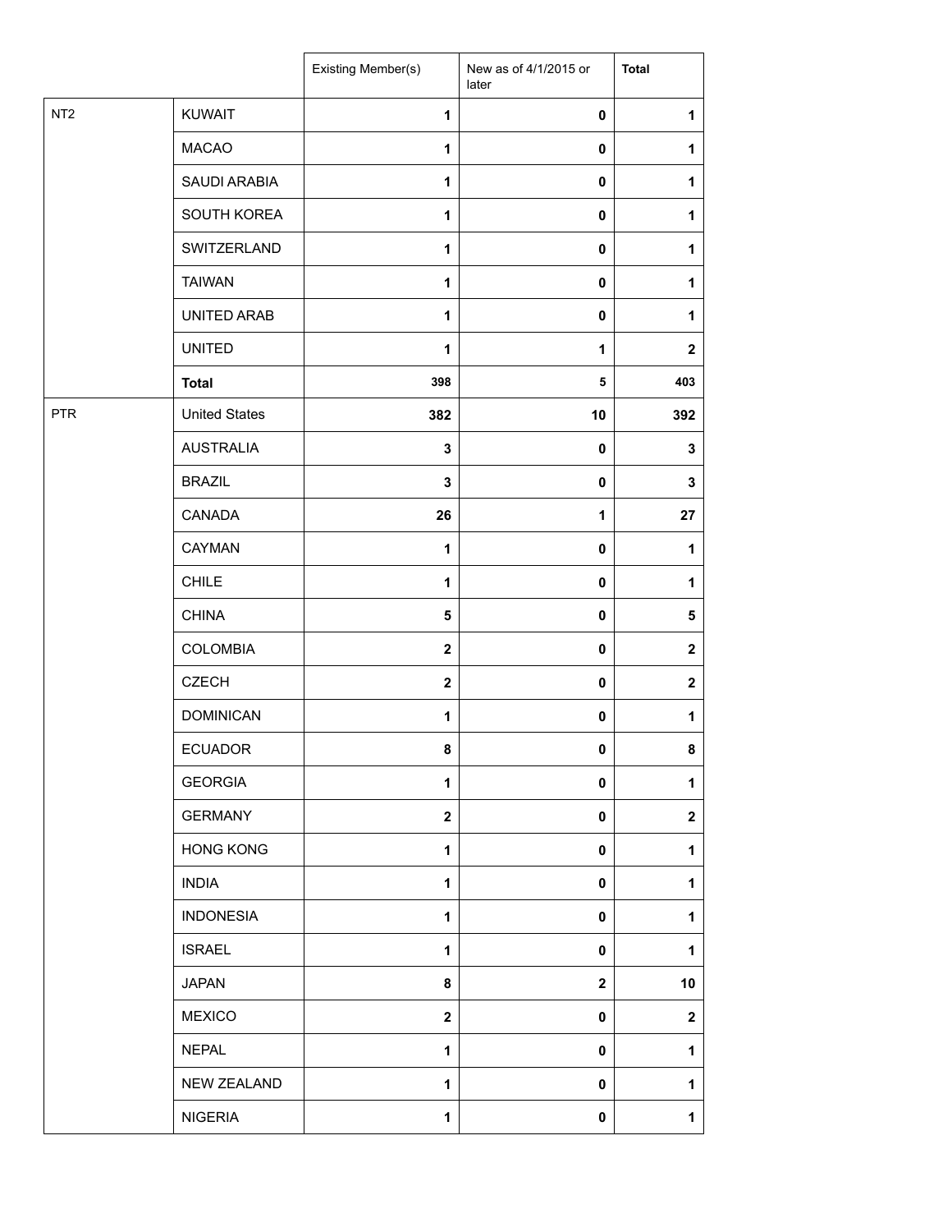| | | Existing Member(s) | New as of 4/1/2015 or later | Total |
|---|---|---|---|---|
| NT2 | KUWAIT | 1 | 0 | 1 |
| | MACAO | 1 | 0 | 1 |
| | SAUDI ARABIA | 1 | 0 | 1 |
| | SOUTH KOREA | 1 | 0 | 1 |
| | SWITZERLAND | 1 | 0 | 1 |
| | TAIWAN | 1 | 0 | 1 |
| | UNITED ARAB | 1 | 0 | 1 |
| | UNITED | 1 | 1 | 2 |
| | **Total** | 398 | 5 | 403 |
| PTR | United States | 382 | 10 | 392 |
| | AUSTRALIA | 3 | 0 | 3 |
| | BRAZIL | 3 | 0 | 3 |
| | CANADA | 26 | 1 | 27 |
| | CAYMAN | 1 | 0 | 1 |
| | CHILE | 1 | 0 | 1 |
| | CHINA | 5 | 0 | 5 |
| | COLOMBIA | 2 | 0 | 2 |
| | CZECH | 2 | 0 | 2 |
| | DOMINICAN | 1 | 0 | 1 |
| | ECUADOR | 8 | 0 | 8 |
| | GEORGIA | 1 | 0 | 1 |
| | GERMANY | 2 | 0 | 2 |
| | HONG KONG | 1 | 0 | 1 |
| | INDIA | 1 | 0 | 1 |
| | INDONESIA | 1 | 0 | 1 |
| | ISRAEL | 1 | 0 | 1 |
| | JAPAN | 8 | 2 | 10 |
| | MEXICO | 2 | 0 | 2 |
| | NEPAL | 1 | 0 | 1 |
| | NEW ZEALAND | 1 | 0 | 1 |
| | NIGERIA | 1 | 0 | 1 |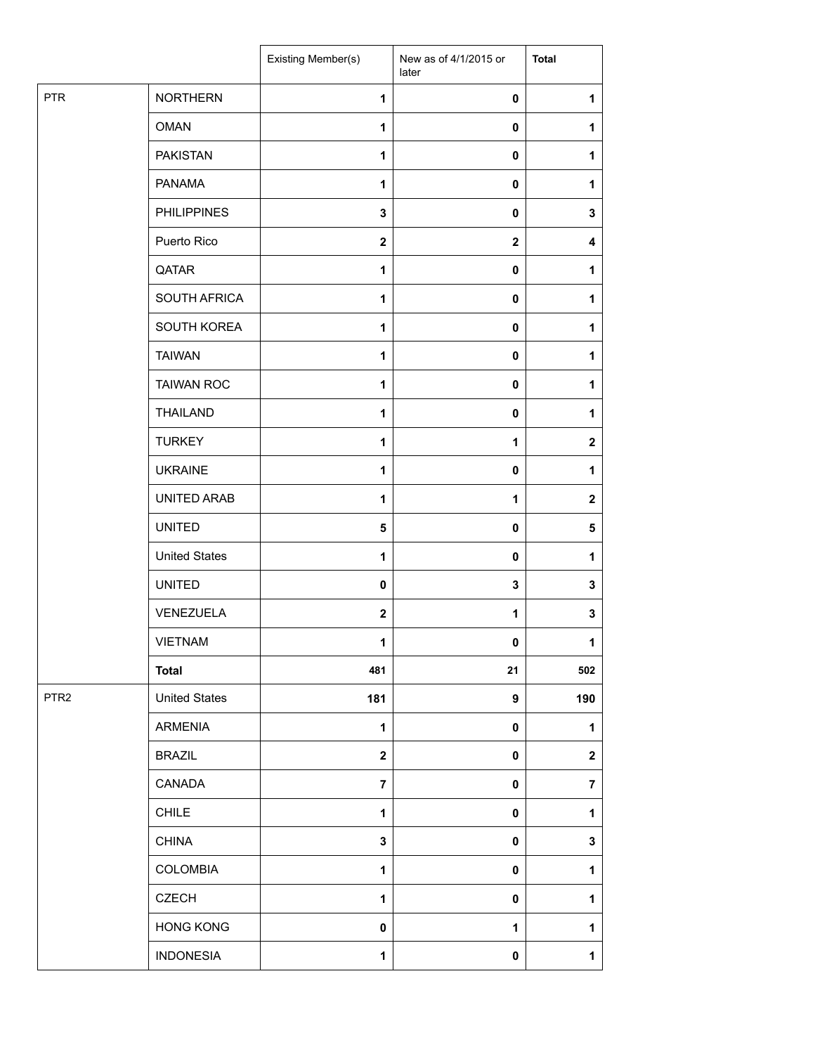| | | Existing Member(s) | New as of 4/1/2015 or later | Total |
|---|---|---|---|---|
| PTR | NORTHERN | 1 | 0 | 1 |
| | OMAN | 1 | 0 | 1 |
| | PAKISTAN | 1 | 0 | 1 |
| | PANAMA | 1 | 0 | 1 |
| | PHILIPPINES | 3 | 0 | 3 |
| | Puerto Rico | 2 | 2 | 4 |
| | QATAR | 1 | 0 | 1 |
| | SOUTH AFRICA | 1 | 0 | 1 |
| | SOUTH KOREA | 1 | 0 | 1 |
| | TAIWAN | 1 | 0 | 1 |
| | TAIWAN ROC | 1 | 0 | 1 |
| | THAILAND | 1 | 0 | 1 |
| | TURKEY | 1 | 1 | 2 |
| | UKRAINE | 1 | 0 | 1 |
| | UNITED ARAB | 1 | 1 | 2 |
| | UNITED | 5 | 0 | 5 |
| | United States | 1 | 0 | 1 |
| | UNITED | 0 | 3 | 3 |
| | VENEZUELA | 2 | 1 | 3 |
| | VIETNAM | 1 | 0 | 1 |
| | **Total** | 481 | 21 | 502 |
| PTR2 | United States | 181 | 9 | 190 |
| | ARMENIA | 1 | 0 | 1 |
| | BRAZIL | 2 | 0 | 2 |
| | CANADA | 7 | 0 | 7 |
| | CHILE | 1 | 0 | 1 |
| | CHINA | 3 | 0 | 3 |
| | COLOMBIA | 1 | 0 | 1 |
| | CZECH | 1 | 0 | 1 |
| | HONG KONG | 0 | 1 | 1 |
| | INDONESIA | 1 | 0 | 1 |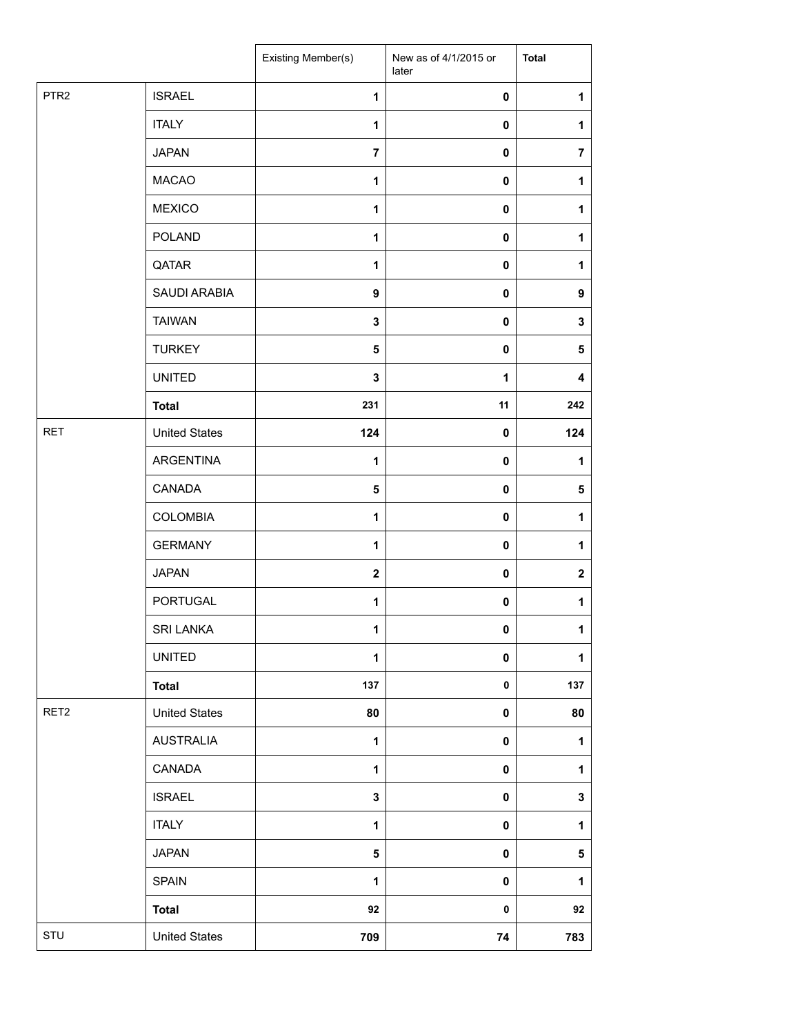| | | Existing Member(s) | New as of 4/1/2015 or later | Total |
|---|---|---|---|---|
| PTR2 | ISRAEL | 1 | 0 | 1 |
| | ITALY | 1 | 0 | 1 |
| | JAPAN | 7 | 0 | 7 |
| | MACAO | 1 | 0 | 1 |
| | MEXICO | 1 | 0 | 1 |
| | POLAND | 1 | 0 | 1 |
| | QATAR | 1 | 0 | 1 |
| | SAUDI ARABIA | 9 | 0 | 9 |
| | TAIWAN | 3 | 0 | 3 |
| | TURKEY | 5 | 0 | 5 |
| | UNITED | 3 | 1 | 4 |
| | **Total** | 231 | 11 | 242 |
| RET | United States | 124 | 0 | 124 |
| | ARGENTINA | 1 | 0 | 1 |
| | CANADA | 5 | 0 | 5 |
| | COLOMBIA | 1 | 0 | 1 |
| | GERMANY | 1 | 0 | 1 |
| | JAPAN | 2 | 0 | 2 |
| | PORTUGAL | 1 | 0 | 1 |
| | SRI LANKA | 1 | 0 | 1 |
| | UNITED | 1 | 0 | 1 |
| | **Total** | 137 | 0 | 137 |
| RET2 | United States | 80 | 0 | 80 |
| | AUSTRALIA | 1 | 0 | 1 |
| | CANADA | 1 | 0 | 1 |
| | ISRAEL | 3 | 0 | 3 |
| | ITALY | 1 | 0 | 1 |
| | JAPAN | 5 | 0 | 5 |
| | SPAIN | 1 | 0 | 1 |
| | **Total** | 92 | 0 | 92 |
| STU | United States | 709 | 74 | 783 |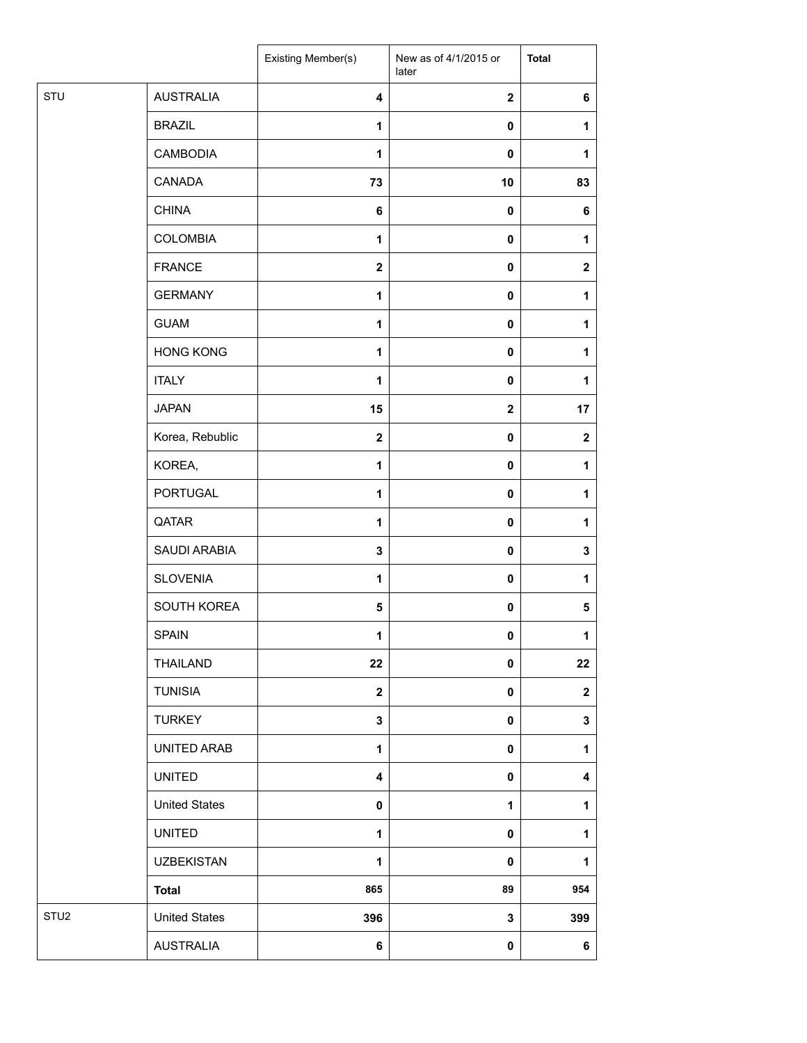| | | Existing Member(s) | New as of 4/1/2015 or later | **Total** |
|---|---|---|---|---|
| STU | AUSTRALIA | **4** | **2** | **6** |
| | BRAZIL | **1** | **0** | **1** |
| | CAMBODIA | **1** | **0** | **1** |
| | CANADA | **73** | **10** | **83** |
| | CHINA | **6** | **0** | **6** |
| | COLOMBIA | **1** | **0** | **1** |
| | FRANCE | **2** | **0** | **2** |
| | GERMANY | **1** | **0** | **1** |
| | GUAM | **1** | **0** | **1** |
| | HONG KONG | **1** | **0** | **1** |
| | ITALY | **1** | **0** | **1** |
| | JAPAN | **15** | **2** | **17** |
| | Korea, Rebublic | **2** | **0** | **2** |
| | KOREA, | **1** | **0** | **1** |
| | PORTUGAL | **1** | **0** | **1** |
| | QATAR | **1** | **0** | **1** |
| | SAUDI ARABIA | **3** | **0** | **3** |
| | SLOVENIA | **1** | **0** | **1** |
| | SOUTH KOREA | **5** | **0** | **5** |
| | SPAIN | **1** | **0** | **1** |
| | THAILAND | **22** | **0** | **22** |
| | TUNISIA | **2** | **0** | **2** |
| | TURKEY | **3** | **0** | **3** |
| | UNITED ARAB | **1** | **0** | **1** |
| | UNITED | **4** | **0** | **4** |
| | United States | **0** | **1** | **1** |
| | UNITED | **1** | **0** | **1** |
| | UZBEKISTAN | **1** | **0** | **1** |
| | **Total** | **865** | **89** | **954** |
| STU2 | United States | **396** | **3** | **399** |
| | AUSTRALIA | **6** | **0** | **6** |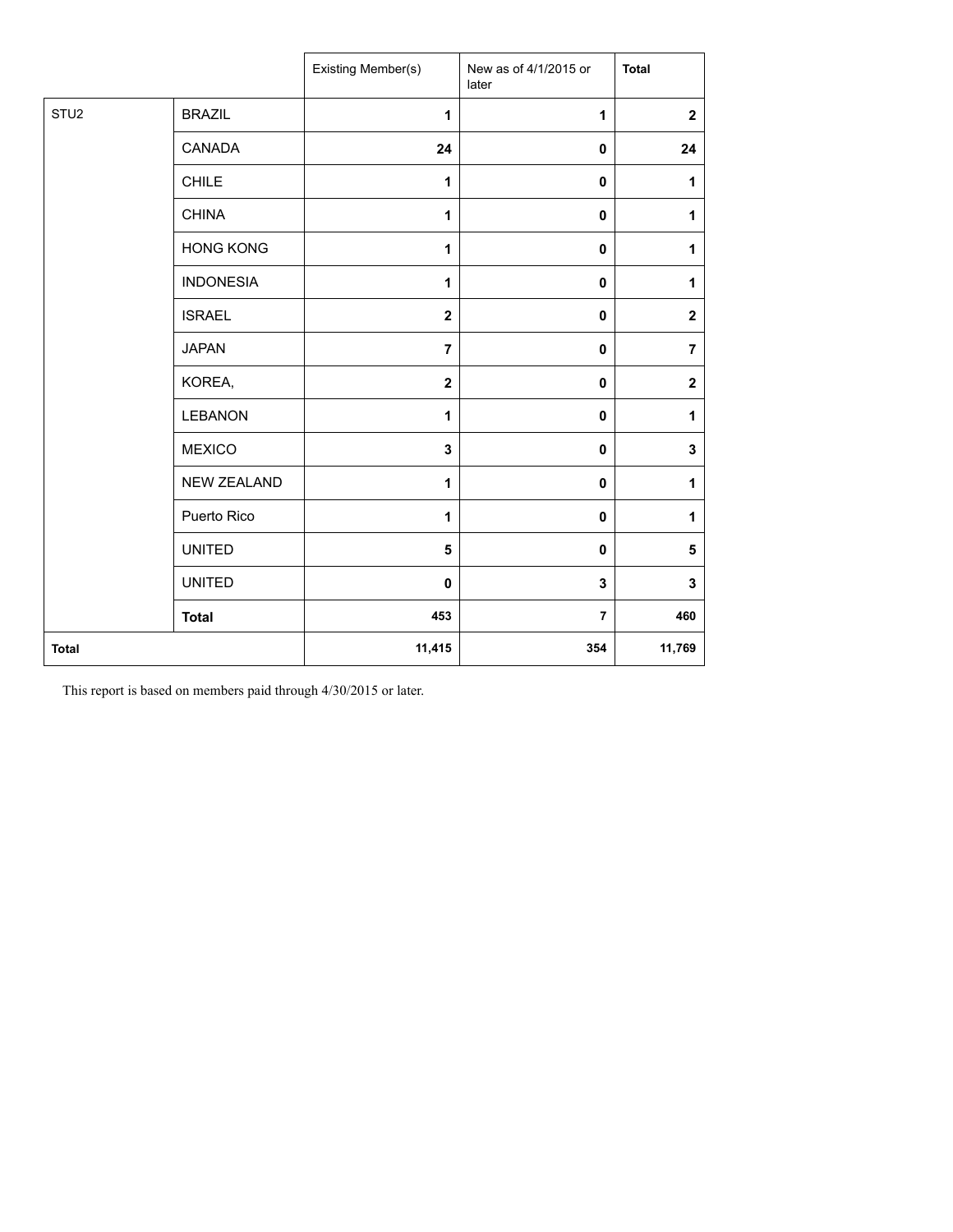| | | Existing Member(s) | New as of 4/1/2015 or later | **Total** |
|---|---|---|---|---|
| STU2 | BRAZIL | **1** | **1** | **2** |
| | CANADA | **24** | **0** | **24** |
| | CHILE | **1** | **0** | **1** |
| | CHINA | **1** | **0** | **1** |
| | HONG KONG | **1** | **0** | **1** |
| | INDONESIA | **1** | **0** | **1** |
| | ISRAEL | **2** | **0** | **2** |
| | JAPAN | **7** | **0** | **7** |
| | KOREA, | **2** | **0** | **2** |
| | LEBANON | **1** | **0** | **1** |
| | MEXICO | **3** | **0** | **3** |
| | NEW ZEALAND | **1** | **0** | **1** |
| | Puerto Rico | **1** | **0** | **1** |
| | UNITED | **5** | **0** | **5** |
| | UNITED | **0** | **3** | **3** |
| | **Total** | **453** | **7** | **460** |
| **Total** | | **11,415** | **354** | **11,769** |

This report is based on members paid through 4/30/2015 or later.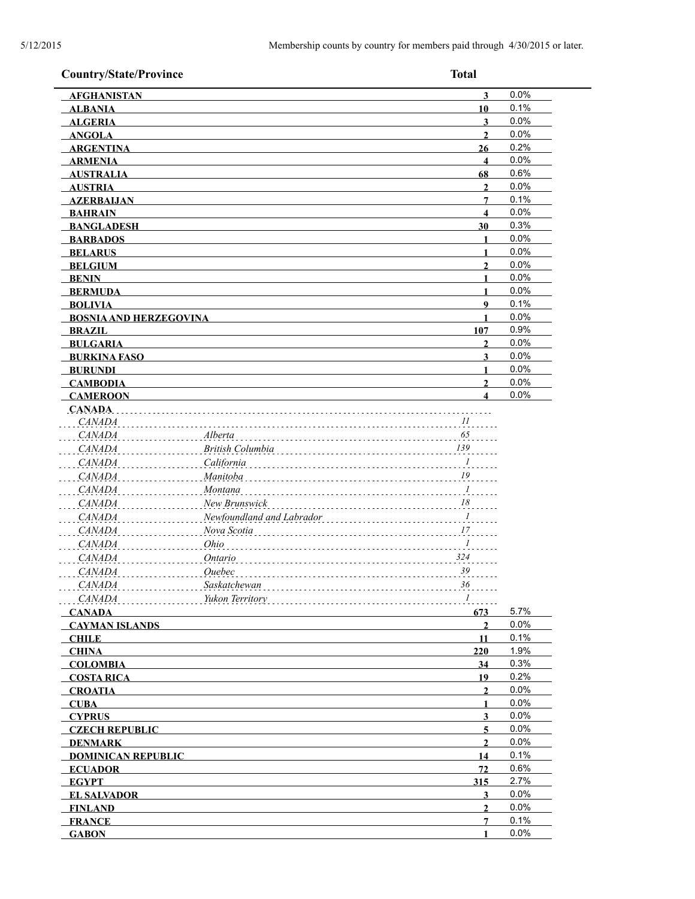5/12/2015 Membership counts by country for members paid through 4/30/2015 or later.

| Country/State/Province | | Total | |
|---|---|---|---|
| **AFGHANISTAN** | | **3** | 0.0% |
| **ALBANIA** | | **10** | 0.1% |
| **ALGERIA** | | **3** | 0.0% |
| **ANGOLA** | | **2** | 0.0% |
| **ARGENTINA** | | **26** | 0.2% |
| **ARMENIA** | | **4** | 0.0% |
| **AUSTRALIA** | | **68** | 0.6% |
| **AUSTRIA** | | **2** | 0.0% |
| **AZERBAIJAN** | | **7** | 0.1% |
| **BAHRAIN** | | **4** | 0.0% |
| **BANGLADESH** | | **30** | 0.3% |
| **BARBADOS** | | **1** | 0.0% |
| **BELARUS** | | **1** | 0.0% |
| **BELGIUM** | | **2** | 0.0% |
| **BENIN** | | **1** | 0.0% |
| **BERMUDA** | | **1** | 0.0% |
| **BOLIVIA** | | **9** | 0.1% |
| **BOSNIA AND HERZEGOVINA** | | **1** | 0.0% |
| **BRAZIL** | | **107** | 0.9% |
| **BULGARIA** | | **2** | 0.0% |
| **BURKINA FASO** | | **3** | 0.0% |
| **BURUNDI** | | **1** | 0.0% |
| **CAMBODIA** | | **2** | 0.0% |
| **CAMEROON** | | **4** | 0.0% |
| **CANADA** | | | |
| *CANADA* | | *11* | |
| *CANADA* | *Alberta* | *65* | |
| *CANADA* | *British Columbia* | *139* | |
| *CANADA* | *California* | *1* | |
| *CANADA* | *Manitoba* | *19* | |
| *CANADA* | *Montana* | *1* | |
| *CANADA* | *New Brunswick* | *18* | |
| *CANADA* | *Newfoundland and Labrador* | *1* | |
| *CANADA* | *Nova Scotia* | *17* | |
| *CANADA* | *Ohio* | *1* | |
| *CANADA* | *Ontario* | *324* | |
| *CANADA* | *Quebec* | *39* | |
| *CANADA* | *Saskatchewan* | *36* | |
| *CANADA* | *Yukon Territory* | *1* | |
| **CANADA** | | **673** | 5.7% |
| **CAYMAN ISLANDS** | | **2** | 0.0% |
| **CHILE** | | **11** | 0.1% |
| **CHINA** | | **220** | 1.9% |
| **COLOMBIA** | | **34** | 0.3% |
| **COSTA RICA** | | **19** | 0.2% |
| **CROATIA** | | **2** | 0.0% |
| **CUBA** | | **1** | 0.0% |
| **CYPRUS** | | **3** | 0.0% |
| **CZECH REPUBLIC** | | **5** | 0.0% |
| **DENMARK** | | **2** | 0.0% |
| **DOMINICAN REPUBLIC** | | **14** | 0.1% |
| **ECUADOR** | | **72** | 0.6% |
| **EGYPT** | | **315** | 2.7% |
| **EL SALVADOR** | | **3** | 0.0% |
| **FINLAND** | | **2** | 0.0% |
| **FRANCE** | | **7** | 0.1% |
| **GABON** | | **1** | 0.0% |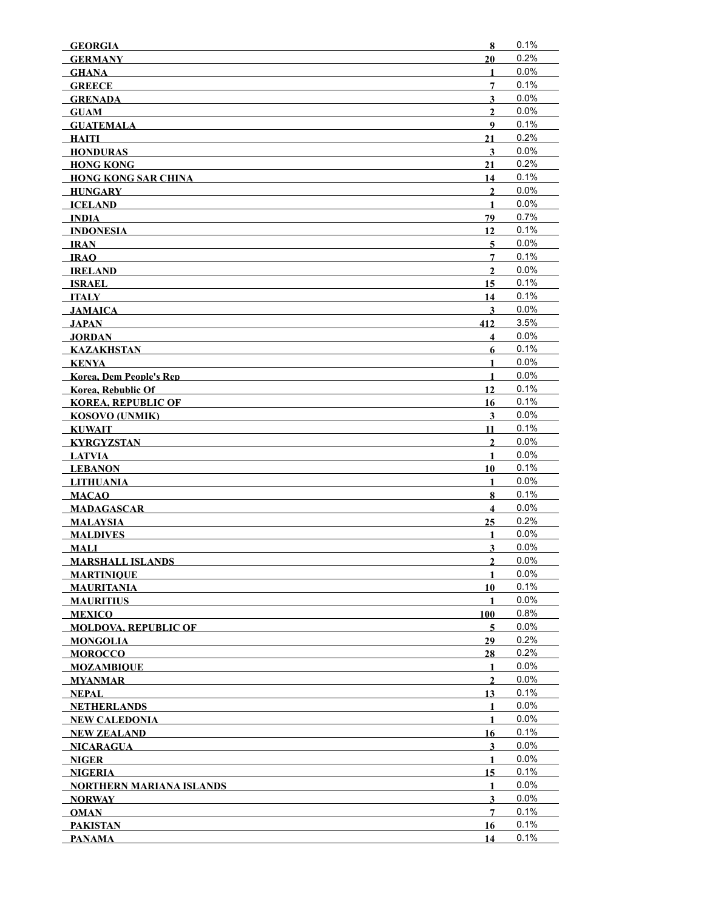| | | |
|---|---|---|
| GEORGIA | 8 | 0.1% |
| GERMANY | 20 | 0.2% |
| GHANA | 1 | 0.0% |
| GREECE | 7 | 0.1% |
| GRENADA | 3 | 0.0% |
| GUAM | 2 | 0.0% |
| GUATEMALA | 9 | 0.1% |
| HAITI | 21 | 0.2% |
| HONDURAS | 3 | 0.0% |
| HONG KONG | 21 | 0.2% |
| HONG KONG SAR CHINA | 14 | 0.1% |
| HUNGARY | 2 | 0.0% |
| ICELAND | 1 | 0.0% |
| INDIA | 79 | 0.7% |
| INDONESIA | 12 | 0.1% |
| IRAN | 5 | 0.0% |
| IRAQ | 7 | 0.1% |
| IRELAND | 2 | 0.0% |
| ISRAEL | 15 | 0.1% |
| ITALY | 14 | 0.1% |
| JAMAICA | 3 | 0.0% |
| JAPAN | 412 | 3.5% |
| JORDAN | 4 | 0.0% |
| KAZAKHSTAN | 6 | 0.1% |
| KENYA | 1 | 0.0% |
| Korea, Dem People's Rep | 1 | 0.0% |
| Korea, Rebublic Of | 12 | 0.1% |
| KOREA, REPUBLIC OF | 16 | 0.1% |
| KOSOVO (UNMIK) | 3 | 0.0% |
| KUWAIT | 11 | 0.1% |
| KYRGYZSTAN | 2 | 0.0% |
| LATVIA | 1 | 0.0% |
| LEBANON | 10 | 0.1% |
| LITHUANIA | 1 | 0.0% |
| MACAO | 8 | 0.1% |
| MADAGASCAR | 4 | 0.0% |
| MALAYSIA | 25 | 0.2% |
| MALDIVES | 1 | 0.0% |
| MALI | 3 | 0.0% |
| MARSHALL ISLANDS | 2 | 0.0% |
| MARTINIQUE | 1 | 0.0% |
| MAURITANIA | 10 | 0.1% |
| MAURITIUS | 1 | 0.0% |
| MEXICO | 100 | 0.8% |
| MOLDOVA, REPUBLIC OF | 5 | 0.0% |
| MONGOLIA | 29 | 0.2% |
| MOROCCO | 28 | 0.2% |
| MOZAMBIQUE | 1 | 0.0% |
| MYANMAR | 2 | 0.0% |
| NEPAL | 13 | 0.1% |
| NETHERLANDS | 1 | 0.0% |
| NEW CALEDONIA | 1 | 0.0% |
| NEW ZEALAND | 16 | 0.1% |
| NICARAGUA | 3 | 0.0% |
| NIGER | 1 | 0.0% |
| NIGERIA | 15 | 0.1% |
| NORTHERN MARIANA ISLANDS | 1 | 0.0% |
| NORWAY | 3 | 0.0% |
| OMAN | 7 | 0.1% |
| PAKISTAN | 16 | 0.1% |
| PANAMA | 14 | 0.1% |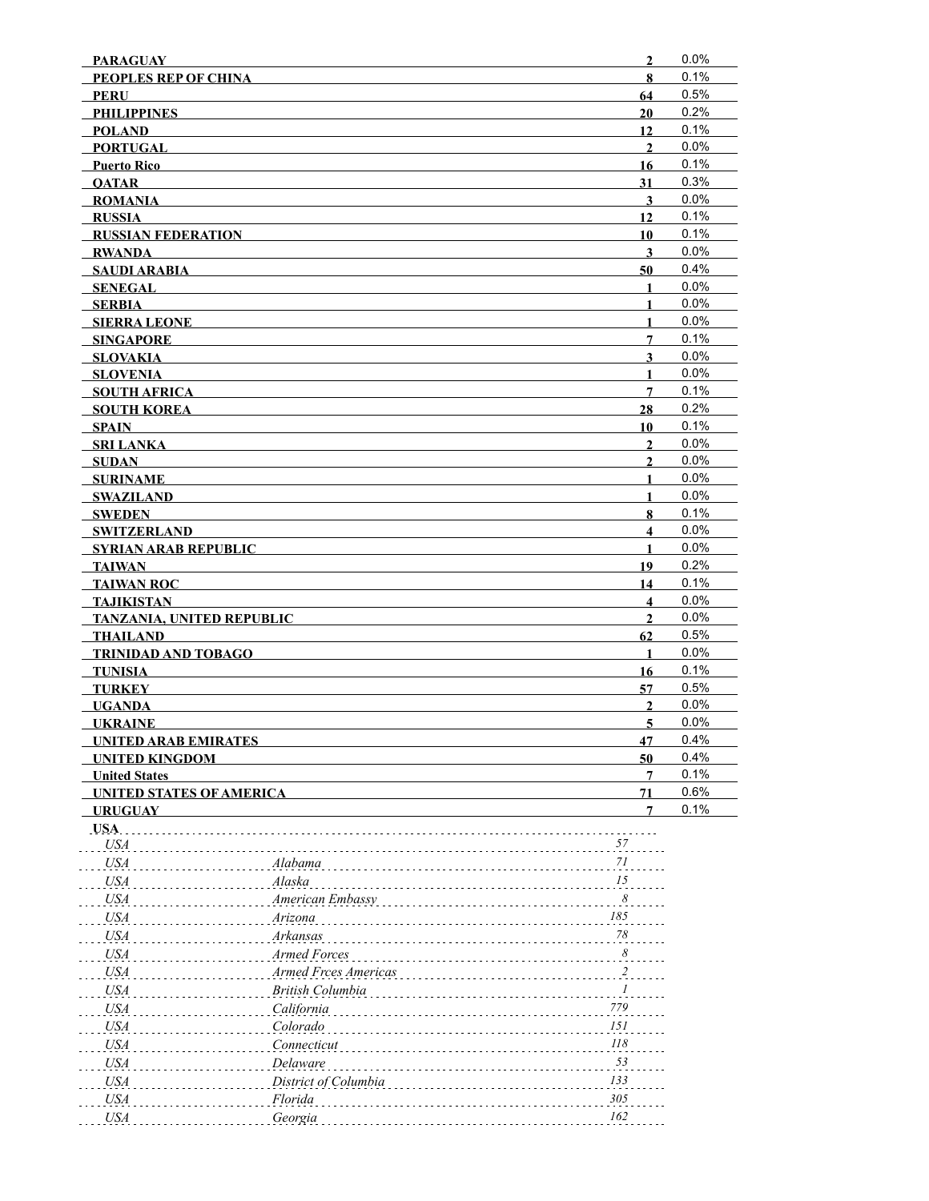| Country | Count | Percent |
|---|---|---|
| **PARAGUAY** | **2** | 0.0% |
| **PEOPLES REP OF CHINA** | **8** | 0.1% |
| **PERU** | **64** | 0.5% |
| **PHILIPPINES** | **20** | 0.2% |
| **POLAND** | **12** | 0.1% |
| **PORTUGAL** | **2** | 0.0% |
| **Puerto Rico** | **16** | 0.1% |
| **QATAR** | **31** | 0.3% |
| **ROMANIA** | **3** | 0.0% |
| **RUSSIA** | **12** | 0.1% |
| **RUSSIAN FEDERATION** | **10** | 0.1% |
| **RWANDA** | **3** | 0.0% |
| **SAUDI ARABIA** | **50** | 0.4% |
| **SENEGAL** | **1** | 0.0% |
| **SERBIA** | **1** | 0.0% |
| **SIERRA LEONE** | **1** | 0.0% |
| **SINGAPORE** | **7** | 0.1% |
| **SLOVAKIA** | **3** | 0.0% |
| **SLOVENIA** | **1** | 0.0% |
| **SOUTH AFRICA** | **7** | 0.1% |
| **SOUTH KOREA** | **28** | 0.2% |
| **SPAIN** | **10** | 0.1% |
| **SRI LANKA** | **2** | 0.0% |
| **SUDAN** | **2** | 0.0% |
| **SURINAME** | **1** | 0.0% |
| **SWAZILAND** | **1** | 0.0% |
| **SWEDEN** | **8** | 0.1% |
| **SWITZERLAND** | **4** | 0.0% |
| **SYRIAN ARAB REPUBLIC** | **1** | 0.0% |
| **TAIWAN** | **19** | 0.2% |
| **TAIWAN ROC** | **14** | 0.1% |
| **TAJIKISTAN** | **4** | 0.0% |
| **TANZANIA, UNITED REPUBLIC** | **2** | 0.0% |
| **THAILAND** | **62** | 0.5% |
| **TRINIDAD AND TOBAGO** | **1** | 0.0% |
| **TUNISIA** | **16** | 0.1% |
| **TURKEY** | **57** | 0.5% |
| **UGANDA** | **2** | 0.0% |
| **UKRAINE** | **5** | 0.0% |
| **UNITED ARAB EMIRATES** | **47** | 0.4% |
| **UNITED KINGDOM** | **50** | 0.4% |
| **United States** | **7** | 0.1% |
| **UNITED STATES OF AMERICA** | **71** | 0.6% |
| **URUGUAY** | **7** | 0.1% |

**USA**

| Country | State | Count |
|---|---|---|
| *USA* | | *57* |
| *USA* | *Alabama* | *71* |
| *USA* | *Alaska* | *15* |
| *USA* | *American Embassy* | *8* |
| *USA* | *Arizona* | *185* |
| *USA* | *Arkansas* | *78* |
| *USA* | *Armed Forces* | *8* |
| *USA* | *Armed Frces Americas* | *2* |
| *USA* | *British Columbia* | *1* |
| *USA* | *California* | *779* |
| *USA* | *Colorado* | *151* |
| *USA* | *Connecticut* | *118* |
| *USA* | *Delaware* | *53* |
| *USA* | *District of Columbia* | *133* |
| *USA* | *Florida* | *305* |
| *USA* | *Georgia* | *162* |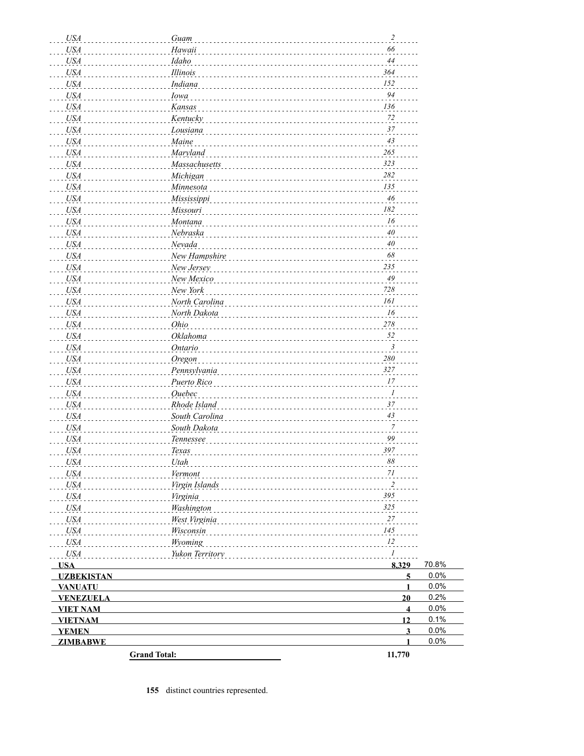| | | | |
|---|---|---|---|
| *USA* | *Guam* | *2* | |
| *USA* | *Hawaii* | *66* | |
| *USA* | *Idaho* | *44* | |
| *USA* | *Illinois* | *364* | |
| *USA* | *Indiana* | *152* | |
| *USA* | *Iowa* | *94* | |
| *USA* | *Kansas* | *136* | |
| *USA* | *Kentucky* | *72* | |
| *USA* | *Lousiana* | *37* | |
| *USA* | *Maine* | *43* | |
| *USA* | *Maryland* | *265* | |
| *USA* | *Massachusetts* | *323* | |
| *USA* | *Michigan* | *282* | |
| *USA* | *Minnesota* | *135* | |
| *USA* | *Mississippi* | *46* | |
| *USA* | *Missouri* | *182* | |
| *USA* | *Montana* | *16* | |
| *USA* | *Nebraska* | *40* | |
| *USA* | *Nevada* | *40* | |
| *USA* | *New Hampshire* | *68* | |
| *USA* | *New Jersey* | *235* | |
| *USA* | *New Mexico* | *49* | |
| *USA* | *New York* | *728* | |
| *USA* | *North Carolina* | *161* | |
| *USA* | *North Dakota* | *16* | |
| *USA* | *Ohio* | *278* | |
| *USA* | *Oklahoma* | *52* | |
| *USA* | *Ontario* | *3* | |
| *USA* | *Oregon* | *280* | |
| *USA* | *Pennsylvania* | *327* | |
| *USA* | *Puerto Rico* | *17* | |
| *USA* | *Quebec* | *1* | |
| *USA* | *Rhode Island* | *37* | |
| *USA* | *South Carolina* | *43* | |
| *USA* | *South Dakota* | *7* | |
| *USA* | *Tennessee* | *99* | |
| *USA* | *Texas* | *397* | |
| *USA* | *Utah* | *88* | |
| *USA* | *Vermont* | *71* | |
| *USA* | *Virgin Islands* | *2* | |
| *USA* | *Virginia* | *395* | |
| *USA* | *Washington* | *325* | |
| *USA* | *West Virginia* | *27* | |
| *USA* | *Wisconsin* | *145* | |
| *USA* | *Wyoming* | *12* | |
| *USA* | *Yukon Territory* | *1* | |
| **USA** | | **8,329** | 70.8% |
| **UZBEKISTAN** | | **5** | 0.0% |
| **VANUATU** | | **1** | 0.0% |
| **VENEZUELA** | | **20** | 0.2% |
| **VIET NAM** | | **4** | 0.0% |
| **VIETNAM** | | **12** | 0.1% |
| **YEMEN** | | **3** | 0.0% |
| **ZIMBABWE** | | **1** | 0.0% |
| | **Grand Total:** | **11,770** | |

**155** distinct countries represented.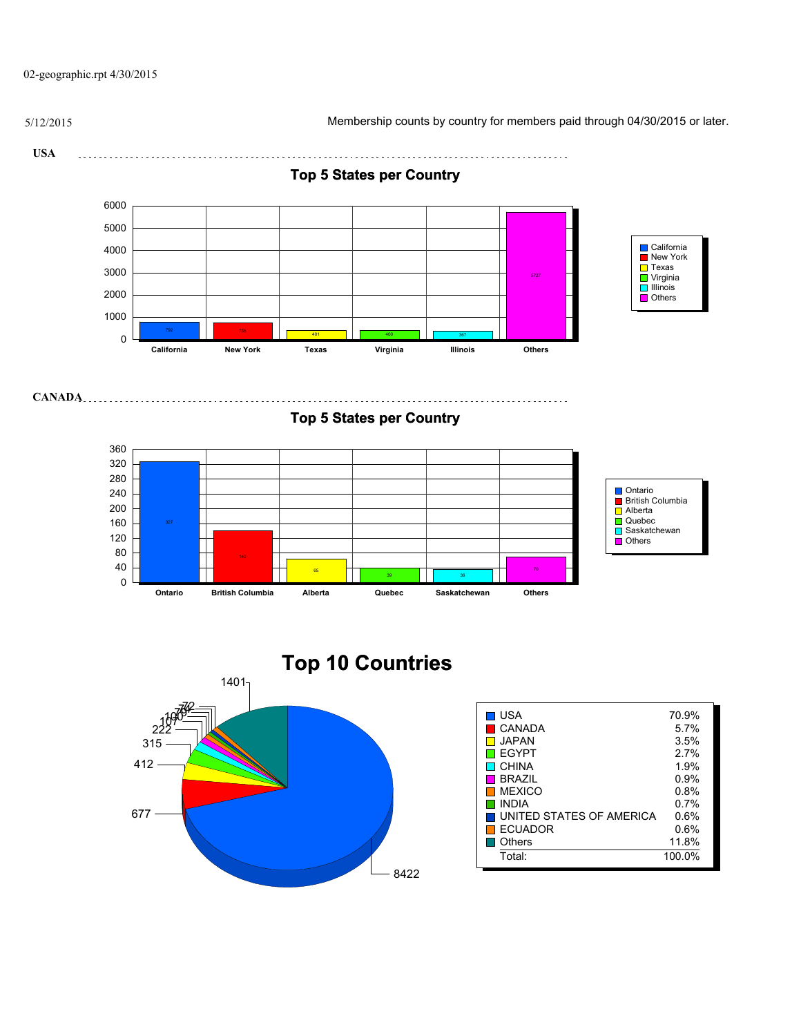02-geographic.rpt 4/30/2015

5/12/2015

Membership counts by country for members paid through 04/30/2015 or later.

**USA**

## Top 5 States per Country

| State | Count |
|---|---|
| California | 792 |
| New York | 735 |
| Texas | 401 |
| Virginia | 400 |
| Illinois | 367 |
| Others | 5727 |

**CANADA**

## Top 5 States per Country

| State | Count |
|---|---|
| Ontario | 327 |
| British Columbia | 140 |
| Alberta | 65 |
| Quebec | 39 |
| Saskatchewan | 36 |
| Others | 70 |

## Top 10 Countries

| Country | Count | Percent |
|---|---|---|
| USA | 8422 | 70.9% |
| CANADA | 677 | 5.7% |
| JAPAN | 412 | 3.5% |
| EGYPT | 315 | 2.7% |
| CHINA | 222 | 1.9% |
| BRAZIL | 107 | 0.9% |
| MEXICO | 100 | 0.8% |
| INDIA | 79 | 0.7% |
| UNITED STATES OF AMERICA | 72 | 0.6% |
| ECUADOR | 72 | 0.6% |
| Others | 1401 | 11.8% |
| Total: | | 100.0% |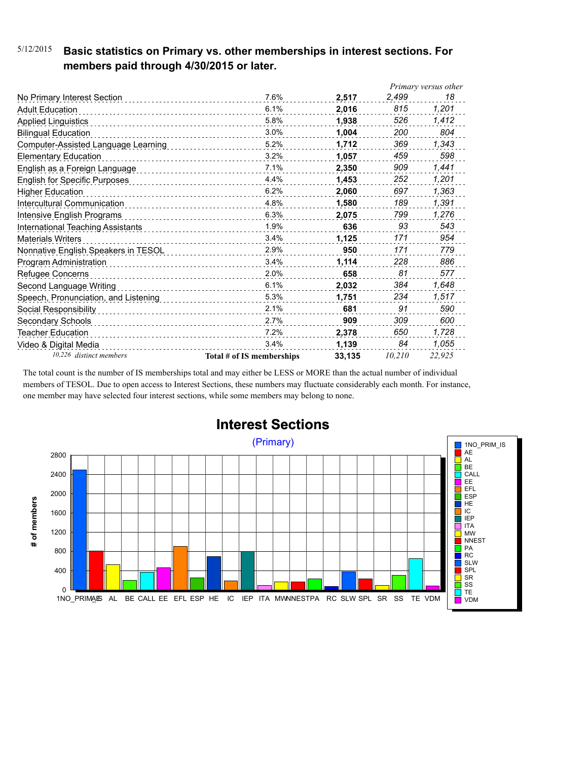5/12/2015 **Basic statistics on Primary vs. other memberships in interest sections. For members paid through 4/30/2015 or later.**

| | | | *Primary versus other* | |
|---|---|---|---|---|
| No Primary Interest Section | 7.6% | **2,517** | *2,499* | *18* |
| Adult Education | 6.1% | **2,016** | *815* | *1,201* |
| Applied Linguistics | 5.8% | **1,938** | *526* | *1,412* |
| Bilingual Education | 3.0% | **1,004** | *200* | *804* |
| Computer-Assisted Language Learning | 5.2% | **1,712** | *369* | *1,343* |
| Elementary Education | 3.2% | **1,057** | *459* | *598* |
| English as a Foreign Language | 7.1% | **2,350** | *909* | *1,441* |
| English for Specific Purposes | 4.4% | **1,453** | *252* | *1,201* |
| Higher Education | 6.2% | **2,060** | *697* | *1,363* |
| Intercultural Communication | 4.8% | **1,580** | *189* | *1,391* |
| Intensive English Programs | 6.3% | **2,075** | *799* | *1,276* |
| International Teaching Assistants | 1.9% | **636** | *93* | *543* |
| Materials Writers | 3.4% | **1,125** | *171* | *954* |
| Nonnative English Speakers in TESOL | 2.9% | **950** | *171* | *779* |
| Program Administration | 3.4% | **1,114** | *228* | *886* |
| Refugee Concerns | 2.0% | **658** | *81* | *577* |
| Second Language Writing | 6.1% | **2,032** | *384* | *1,648* |
| Speech, Pronunciation, and Listening | 5.3% | **1,751** | *234* | *1,517* |
| Social Responsibility | 2.1% | **681** | *91* | *590* |
| Secondary Schools | 2.7% | **909** | *309* | *600* |
| Teacher Education | 7.2% | **2,378** | *650* | *1,728* |
| Video & Digital Media | 3.4% | **1,139** | *84* | *1,055* |
| *10,226 distinct members* | **Total # of IS memberships** | **33,135** | *10,210* | *22,925* |

The total count is the number of IS memberships total and may either be LESS or MORE than the actual number of individual members of TESOL. Due to open access to Interest Sections, these numbers may fluctuate considerably each month. For instance, one member may have selected four interest sections, while some members may belong to none.

**Interest Sections**

(Primary)

| Interest Section | # of members |
|---|---|
| 1NO_PRIM_IS | 2,499 |
| AE | 815 |
| AL | 526 |
| BE | 200 |
| CALL | 369 |
| EE | 459 |
| EFL | 909 |
| ESP | 252 |
| HE | 697 |
| IC | 189 |
| IEP | 799 |
| ITA | 93 |
| MW | 171 |
| NNEST | 171 |
| PA | 228 |
| RC | 81 |
| SLW | 384 |
| SPL | 234 |
| SR | 91 |
| SS | 309 |
| TE | 650 |
| VDM | 84 |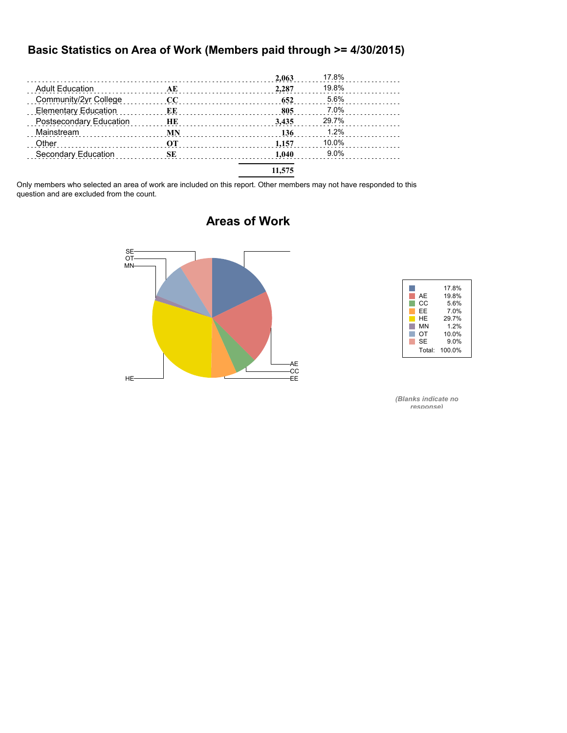# Basic Statistics on Area of Work (Members paid through >= 4/30/2015)

| | | | |
|---|---|---|---|
| | | 2,063 | 17.8% |
| Adult Education | AE | 2,287 | 19.8% |
| Community/2yr College | CC | 652 | 5.6% |
| Elementary Education | EE | 805 | 7.0% |
| Postsecondary Education | HE | 3,435 | 29.7% |
| Mainstream | MN | 136 | 1.2% |
| Other | OT | 1,157 | 10.0% |
| Secondary Education | SE | 1,040 | 9.0% |
| | | 11,575 | |

Only members who selected an area of work are included on this report. Other members may not have responded to this question and are excluded from the count.

## Areas of Work

| | |
|---|---|
| | 17.8% |
| AE | 19.8% |
| CC | 5.6% |
| EE | 7.0% |
| HE | 29.7% |
| MN | 1.2% |
| OT | 10.0% |
| SE | 9.0% |
| Total: | 100.0% |

*(Blanks indicate no response)*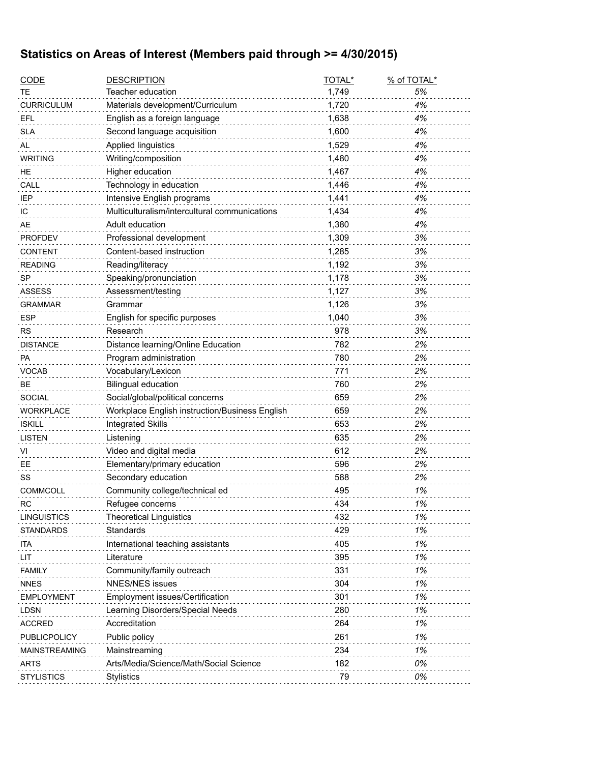## Statistics on Areas of Interest (Members paid through >= 4/30/2015)

| CODE | DESCRIPTION | TOTAL* | % of TOTAL* |
|---|---|---|---|
| TE | Teacher education | 1,749 | 5% |
| CURRICULUM | Materials development/Curriculum | 1,720 | 4% |
| EFL | English as a foreign language | 1,638 | 4% |
| SLA | Second language acquisition | 1,600 | 4% |
| AL | Applied linguistics | 1,529 | 4% |
| WRITING | Writing/composition | 1,480 | 4% |
| HE | Higher education | 1,467 | 4% |
| CALL | Technology in education | 1,446 | 4% |
| IEP | Intensive English programs | 1,441 | 4% |
| IC | Multiculturalism/intercultural communications | 1,434 | 4% |
| AE | Adult education | 1,380 | 4% |
| PROFDEV | Professional development | 1,309 | 3% |
| CONTENT | Content-based instruction | 1,285 | 3% |
| READING | Reading/literacy | 1,192 | 3% |
| SP | Speaking/pronunciation | 1,178 | 3% |
| ASSESS | Assessment/testing | 1,127 | 3% |
| GRAMMAR | Grammar | 1,126 | 3% |
| ESP | English for specific purposes | 1,040 | 3% |
| RS | Research | 978 | 3% |
| DISTANCE | Distance learning/Online Education | 782 | 2% |
| PA | Program administration | 780 | 2% |
| VOCAB | Vocabulary/Lexicon | 771 | 2% |
| BE | Bilingual education | 760 | 2% |
| SOCIAL | Social/global/political concerns | 659 | 2% |
| WORKPLACE | Workplace English instruction/Business English | 659 | 2% |
| ISKILL | Integrated Skills | 653 | 2% |
| LISTEN | Listening | 635 | 2% |
| VI | Video and digital media | 612 | 2% |
| EE | Elementary/primary education | 596 | 2% |
| SS | Secondary education | 588 | 2% |
| COMMCOLL | Community college/technical ed | 495 | 1% |
| RC | Refugee concerns | 434 | 1% |
| LINGUISTICS | Theoretical Linguistics | 432 | 1% |
| STANDARDS | Standards | 429 | 1% |
| ITA | International teaching assistants | 405 | 1% |
| LIT | Literature | 395 | 1% |
| FAMILY | Community/family outreach | 331 | 1% |
| NNES | NNES/NES issues | 304 | 1% |
| EMPLOYMENT | Employment issues/Certification | 301 | 1% |
| LDSN | Learning Disorders/Special Needs | 280 | 1% |
| ACCRED | Accreditation | 264 | 1% |
| PUBLICPOLICY | Public policy | 261 | 1% |
| MAINSTREAMING | Mainstreaming | 234 | 1% |
| ARTS | Arts/Media/Science/Math/Social Science | 182 | 0% |
| STYLISTICS | Stylistics | 79 | 0% |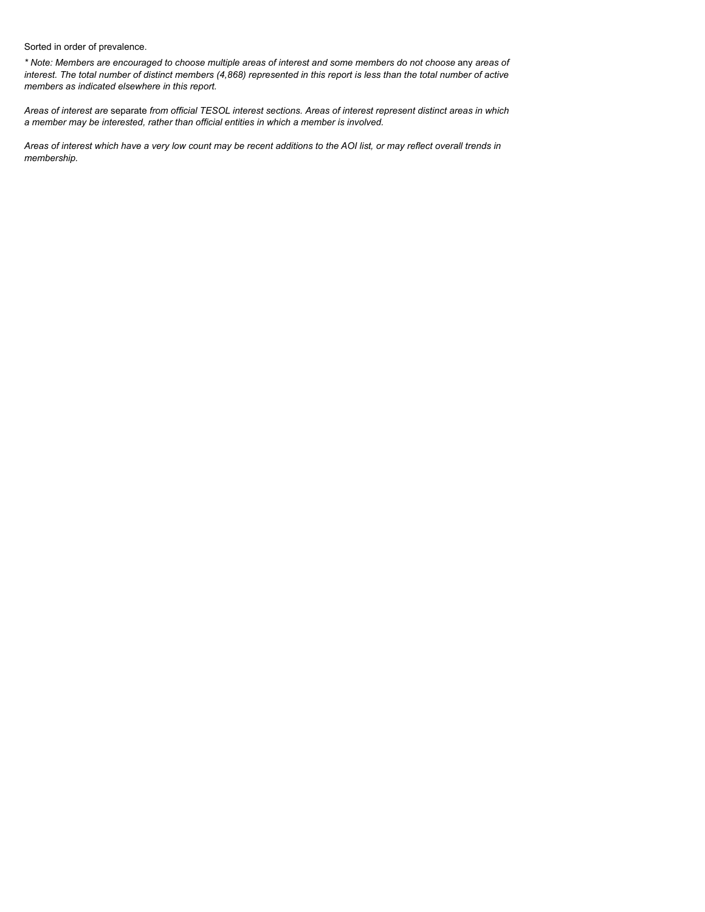Sorted in order of prevalence.

*\* Note: Members are encouraged to choose multiple areas of interest and some members do not choose* any *areas of interest. The total number of distinct members (4,868) represented in this report is less than the total number of active members as indicated elsewhere in this report.*

*Areas of interest are* separate *from official TESOL interest sections. Areas of interest represent distinct areas in which a member may be interested, rather than official entities in which a member is involved.*

*Areas of interest which have a very low count may be recent additions to the AOI list, or may reflect overall trends in membership.*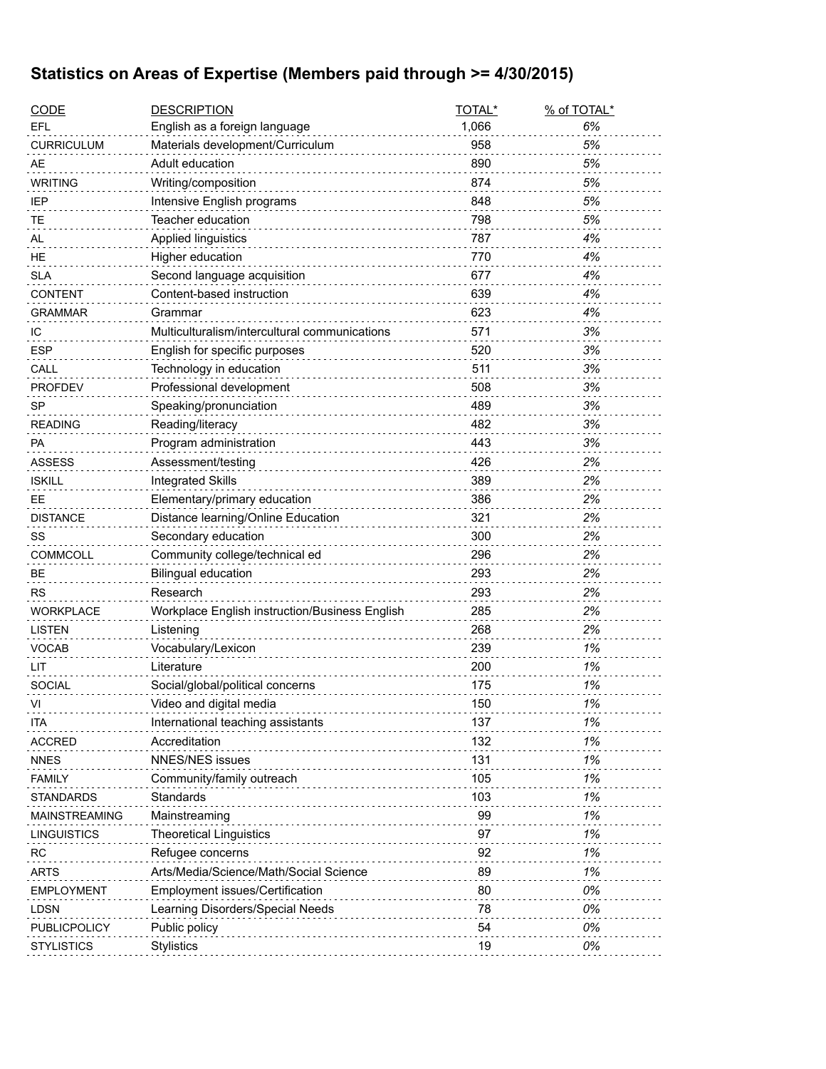## Statistics on Areas of Expertise (Members paid through >= 4/30/2015)

| CODE | DESCRIPTION | TOTAL* | % of TOTAL* |
|---|---|---|---|
| EFL | English as a foreign language | 1,066 | *6%* |
| CURRICULUM | Materials development/Curriculum | 958 | *5%* |
| AE | Adult education | 890 | *5%* |
| WRITING | Writing/composition | 874 | *5%* |
| IEP | Intensive English programs | 848 | *5%* |
| TE | Teacher education | 798 | *5%* |
| AL | Applied linguistics | 787 | *4%* |
| HE | Higher education | 770 | *4%* |
| SLA | Second language acquisition | 677 | *4%* |
| CONTENT | Content-based instruction | 639 | *4%* |
| GRAMMAR | Grammar | 623 | *4%* |
| IC | Multiculturalism/intercultural communications | 571 | *3%* |
| ESP | English for specific purposes | 520 | *3%* |
| CALL | Technology in education | 511 | *3%* |
| PROFDEV | Professional development | 508 | *3%* |
| SP | Speaking/pronunciation | 489 | *3%* |
| READING | Reading/literacy | 482 | *3%* |
| PA | Program administration | 443 | *3%* |
| ASSESS | Assessment/testing | 426 | *2%* |
| ISKILL | Integrated Skills | 389 | *2%* |
| EE | Elementary/primary education | 386 | *2%* |
| DISTANCE | Distance learning/Online Education | 321 | *2%* |
| SS | Secondary education | 300 | *2%* |
| COMMCOLL | Community college/technical ed | 296 | *2%* |
| BE | Bilingual education | 293 | *2%* |
| RS | Research | 293 | *2%* |
| WORKPLACE | Workplace English instruction/Business English | 285 | *2%* |
| LISTEN | Listening | 268 | *2%* |
| VOCAB | Vocabulary/Lexicon | 239 | *1%* |
| LIT | Literature | 200 | *1%* |
| SOCIAL | Social/global/political concerns | 175 | *1%* |
| VI | Video and digital media | 150 | *1%* |
| ITA | International teaching assistants | 137 | *1%* |
| ACCRED | Accreditation | 132 | *1%* |
| NNES | NNES/NES issues | 131 | *1%* |
| FAMILY | Community/family outreach | 105 | *1%* |
| STANDARDS | Standards | 103 | *1%* |
| MAINSTREAMING | Mainstreaming | 99 | *1%* |
| LINGUISTICS | Theoretical Linguistics | 97 | *1%* |
| RC | Refugee concerns | 92 | *1%* |
| ARTS | Arts/Media/Science/Math/Social Science | 89 | *1%* |
| EMPLOYMENT | Employment issues/Certification | 80 | *0%* |
| LDSN | Learning Disorders/Special Needs | 78 | *0%* |
| PUBLICPOLICY | Public policy | 54 | *0%* |
| STYLISTICS | Stylistics | 19 | *0%* |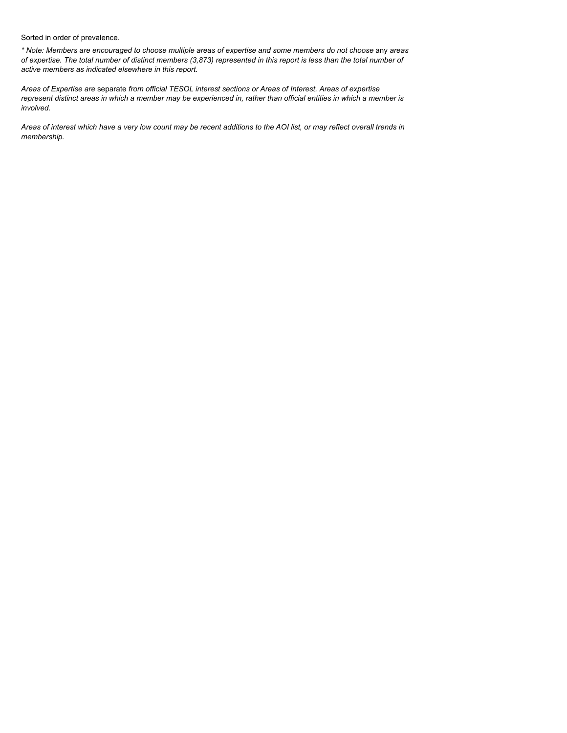Sorted in order of prevalence.

*\* Note: Members are encouraged to choose multiple areas of expertise and some members do not choose* any *areas of expertise. The total number of distinct members (3,873) represented in this report is less than the total number of active members as indicated elsewhere in this report.*

*Areas of Expertise are* separate *from official TESOL interest sections or Areas of Interest. Areas of expertise represent distinct areas in which a member may be experienced in, rather than official entities in which a member is involved.*

*Areas of interest which have a very low count may be recent additions to the AOI list, or may reflect overall trends in membership.*